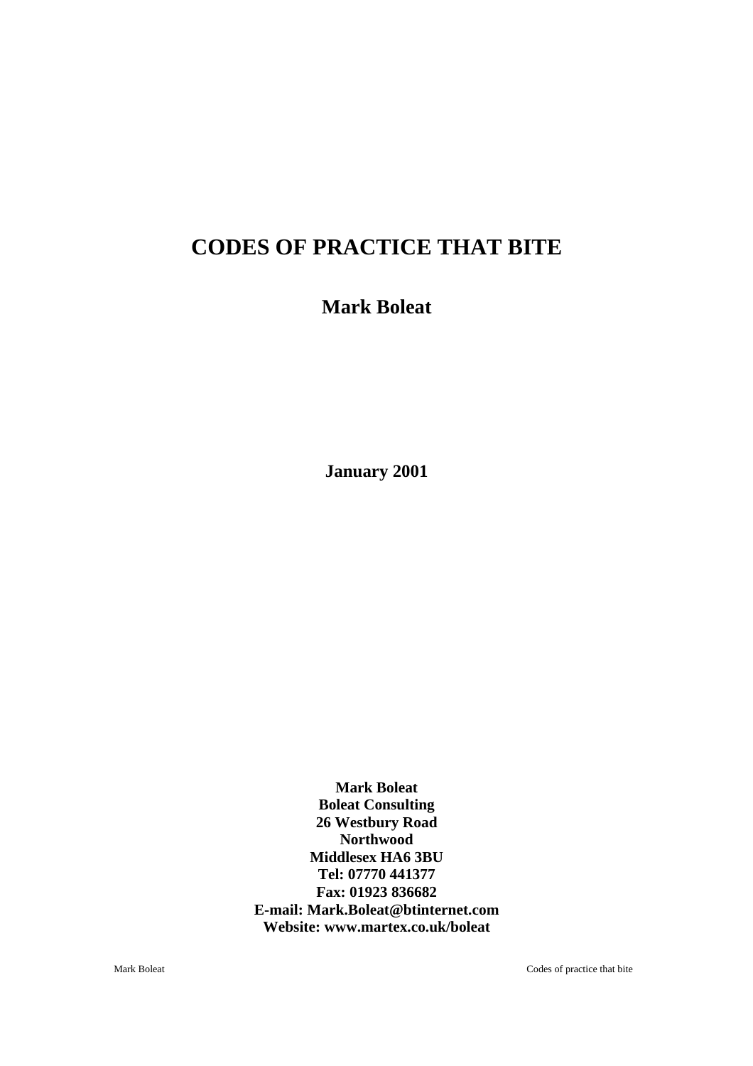# CODES OF PRACTICE THAT BITE

## Mark Boleat

**January 2001**

**Mark Boleat**
**Boleat Consulting**
**26 Westbury Road**
**Northwood**
**Middlesex HA6 3BU**
**Tel: 07770 441377**
**Fax: 01923 836682**
**E-mail: Mark.Boleat@btinternet.com**
**Website: www.martex.co.uk/boleat**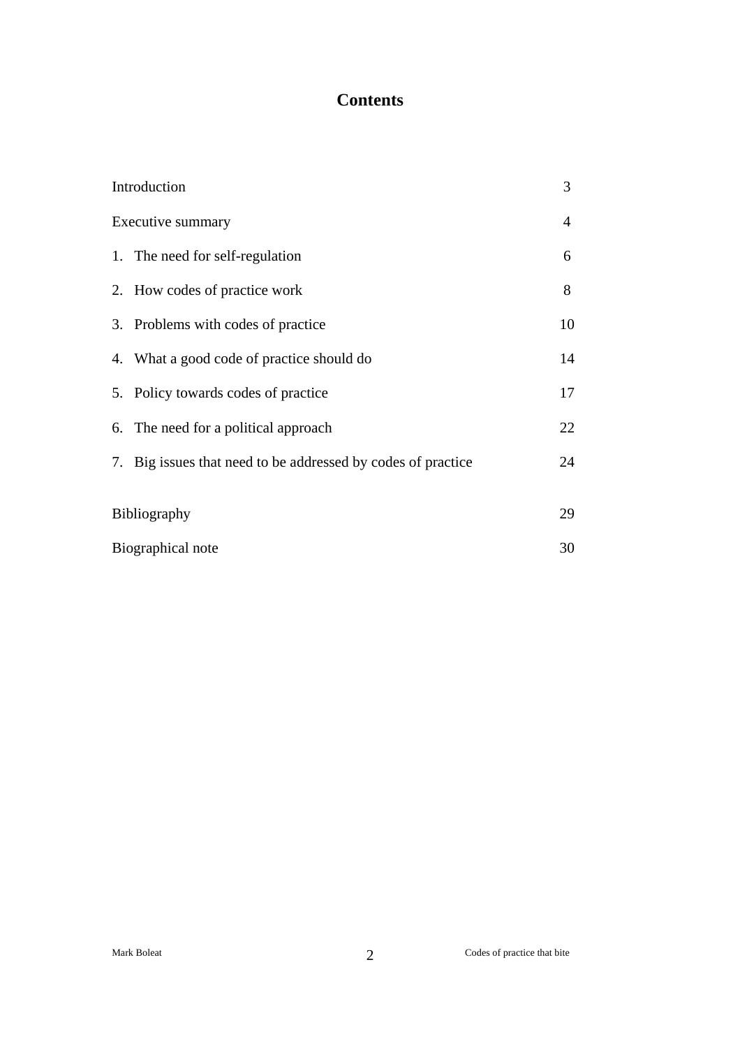# Contents

| | |
|---|---|
| Introduction | 3 |
| Executive summary | 4 |
| 1. The need for self-regulation | 6 |
| 2. How codes of practice work | 8 |
| 3. Problems with codes of practice | 10 |
| 4. What a good code of practice should do | 14 |
| 5. Policy towards codes of practice | 17 |
| 6. The need for a political approach | 22 |
| 7. Big issues that need to be addressed by codes of practice | 24 |
| Bibliography | 29 |
| Biographical note | 30 |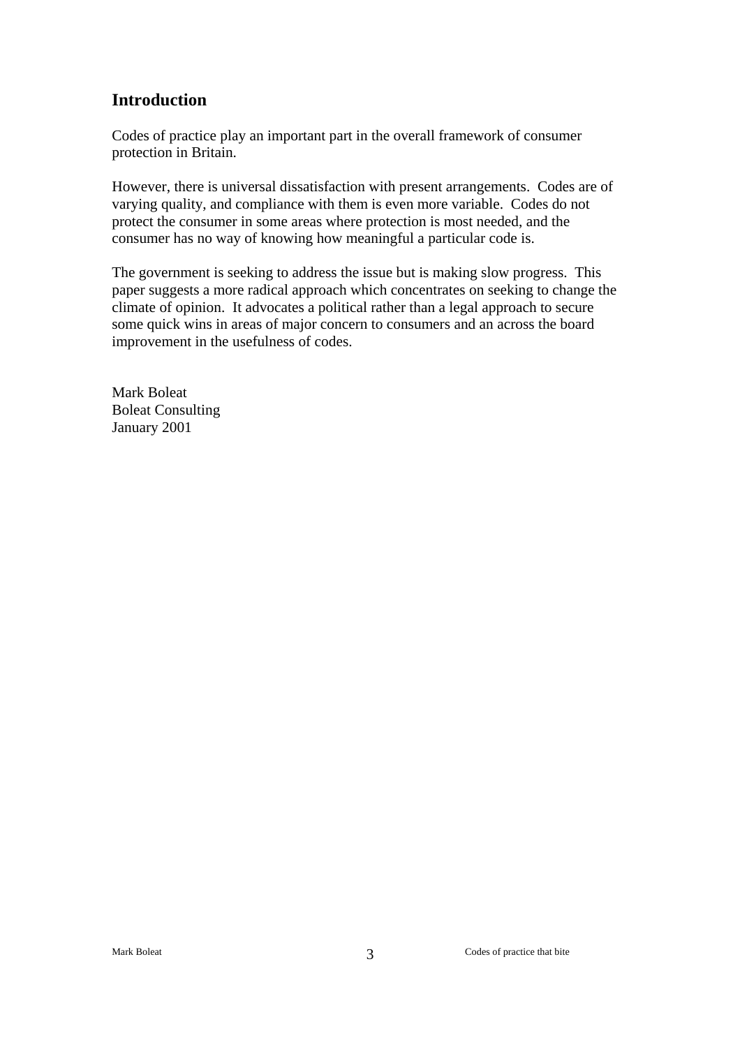## Introduction

Codes of practice play an important part in the overall framework of consumer protection in Britain.

However, there is universal dissatisfaction with present arrangements. Codes are of varying quality, and compliance with them is even more variable. Codes do not protect the consumer in some areas where protection is most needed, and the consumer has no way of knowing how meaningful a particular code is.

The government is seeking to address the issue but is making slow progress. This paper suggests a more radical approach which concentrates on seeking to change the climate of opinion. It advocates a political rather than a legal approach to secure some quick wins in areas of major concern to consumers and an across the board improvement in the usefulness of codes.

Mark Boleat  
Boleat Consulting  
January 2001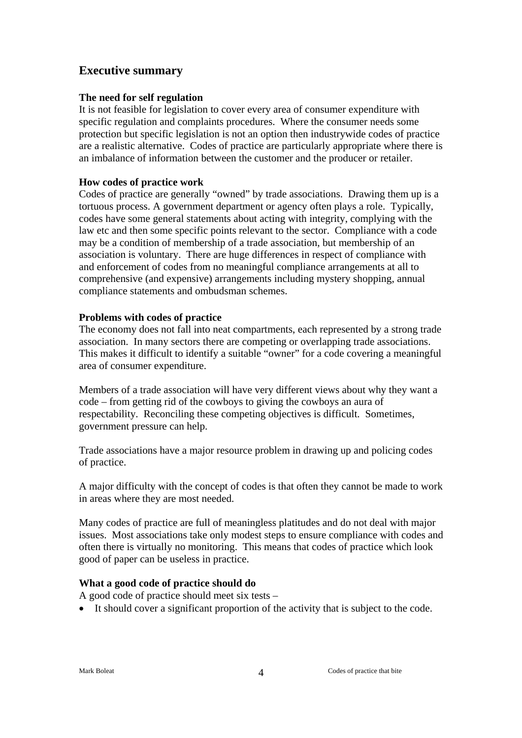## Executive summary

**The need for self regulation**
It is not feasible for legislation to cover every area of consumer expenditure with specific regulation and complaints procedures. Where the consumer needs some protection but specific legislation is not an option then industrywide codes of practice are a realistic alternative. Codes of practice are particularly appropriate where there is an imbalance of information between the customer and the producer or retailer.

**How codes of practice work**
Codes of practice are generally "owned" by trade associations. Drawing them up is a tortuous process. A government department or agency often plays a role. Typically, codes have some general statements about acting with integrity, complying with the law etc and then some specific points relevant to the sector. Compliance with a code may be a condition of membership of a trade association, but membership of an association is voluntary. There are huge differences in respect of compliance with and enforcement of codes from no meaningful compliance arrangements at all to comprehensive (and expensive) arrangements including mystery shopping, annual compliance statements and ombudsman schemes.

**Problems with codes of practice**
The economy does not fall into neat compartments, each represented by a strong trade association. In many sectors there are competing or overlapping trade associations. This makes it difficult to identify a suitable "owner" for a code covering a meaningful area of consumer expenditure.

Members of a trade association will have very different views about why they want a code – from getting rid of the cowboys to giving the cowboys an aura of respectability. Reconciling these competing objectives is difficult. Sometimes, government pressure can help.

Trade associations have a major resource problem in drawing up and policing codes of practice.

A major difficulty with the concept of codes is that often they cannot be made to work in areas where they are most needed.

Many codes of practice are full of meaningless platitudes and do not deal with major issues. Most associations take only modest steps to ensure compliance with codes and often there is virtually no monitoring. This means that codes of practice which look good of paper can be useless in practice.

**What a good code of practice should do**
A good code of practice should meet six tests –

- It should cover a significant proportion of the activity that is subject to the code.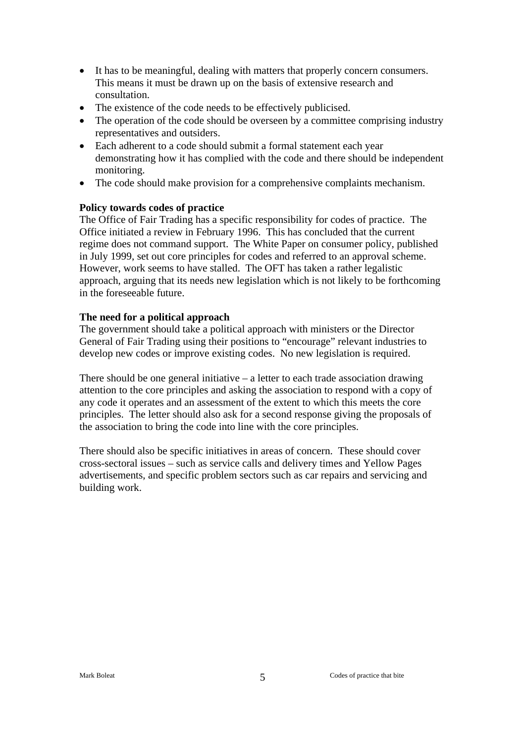- It has to be meaningful, dealing with matters that properly concern consumers. This means it must be drawn up on the basis of extensive research and consultation.
- The existence of the code needs to be effectively publicised.
- The operation of the code should be overseen by a committee comprising industry representatives and outsiders.
- Each adherent to a code should submit a formal statement each year demonstrating how it has complied with the code and there should be independent monitoring.
- The code should make provision for a comprehensive complaints mechanism.

**Policy towards codes of practice**
The Office of Fair Trading has a specific responsibility for codes of practice. The Office initiated a review in February 1996. This has concluded that the current regime does not command support. The White Paper on consumer policy, published in July 1999, set out core principles for codes and referred to an approval scheme. However, work seems to have stalled. The OFT has taken a rather legalistic approach, arguing that its needs new legislation which is not likely to be forthcoming in the foreseeable future.

**The need for a political approach**
The government should take a political approach with ministers or the Director General of Fair Trading using their positions to "encourage" relevant industries to develop new codes or improve existing codes. No new legislation is required.

There should be one general initiative – a letter to each trade association drawing attention to the core principles and asking the association to respond with a copy of any code it operates and an assessment of the extent to which this meets the core principles. The letter should also ask for a second response giving the proposals of the association to bring the code into line with the core principles.

There should also be specific initiatives in areas of concern. These should cover cross-sectoral issues – such as service calls and delivery times and Yellow Pages advertisements, and specific problem sectors such as car repairs and servicing and building work.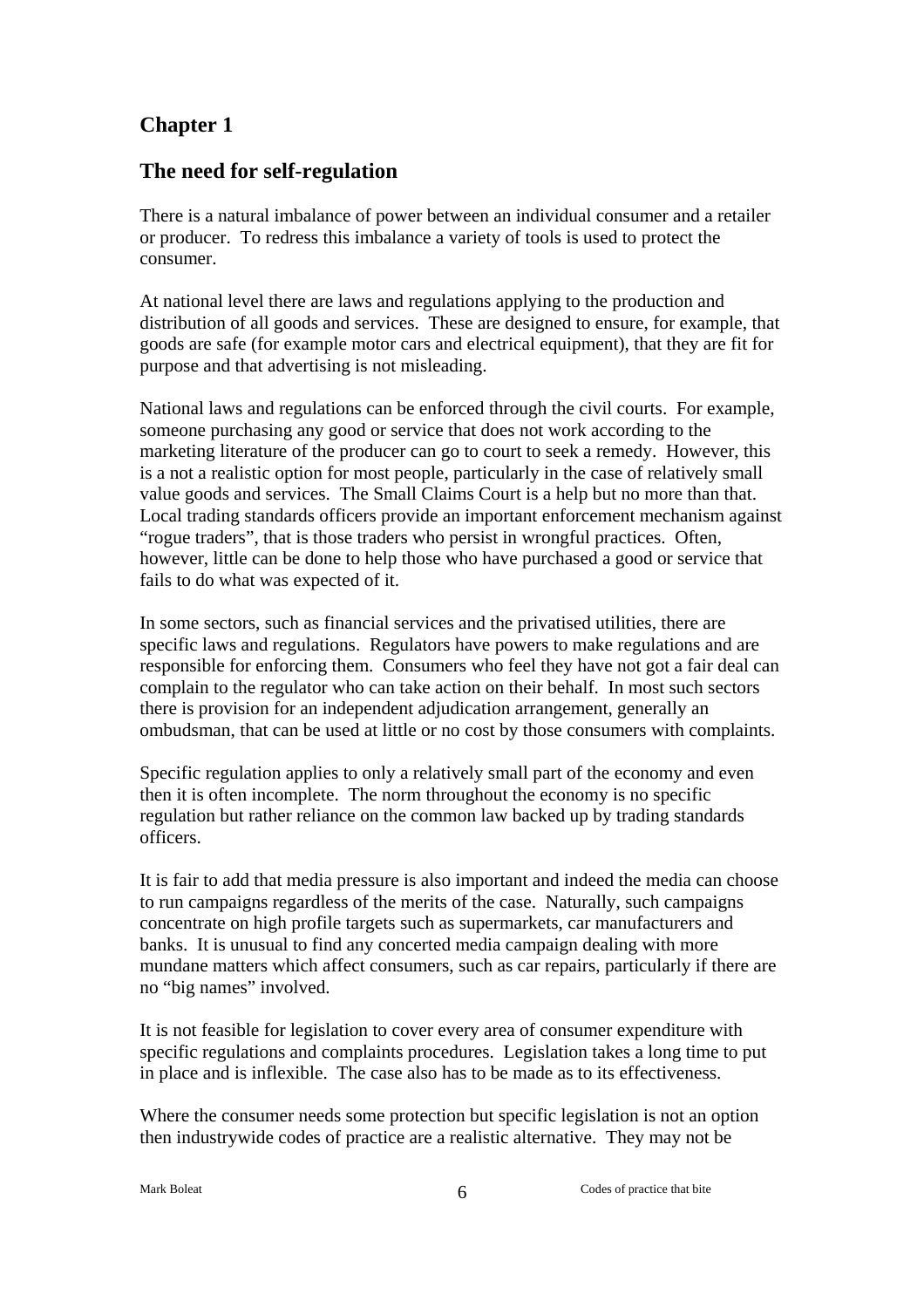# Chapter 1

## The need for self-regulation

There is a natural imbalance of power between an individual consumer and a retailer or producer. To redress this imbalance a variety of tools is used to protect the consumer.

At national level there are laws and regulations applying to the production and distribution of all goods and services. These are designed to ensure, for example, that goods are safe (for example motor cars and electrical equipment), that they are fit for purpose and that advertising is not misleading.

National laws and regulations can be enforced through the civil courts. For example, someone purchasing any good or service that does not work according to the marketing literature of the producer can go to court to seek a remedy. However, this is a not a realistic option for most people, particularly in the case of relatively small value goods and services. The Small Claims Court is a help but no more than that. Local trading standards officers provide an important enforcement mechanism against “rogue traders”, that is those traders who persist in wrongful practices. Often, however, little can be done to help those who have purchased a good or service that fails to do what was expected of it.

In some sectors, such as financial services and the privatised utilities, there are specific laws and regulations. Regulators have powers to make regulations and are responsible for enforcing them. Consumers who feel they have not got a fair deal can complain to the regulator who can take action on their behalf. In most such sectors there is provision for an independent adjudication arrangement, generally an ombudsman, that can be used at little or no cost by those consumers with complaints.

Specific regulation applies to only a relatively small part of the economy and even then it is often incomplete. The norm throughout the economy is no specific regulation but rather reliance on the common law backed up by trading standards officers.

It is fair to add that media pressure is also important and indeed the media can choose to run campaigns regardless of the merits of the case. Naturally, such campaigns concentrate on high profile targets such as supermarkets, car manufacturers and banks. It is unusual to find any concerted media campaign dealing with more mundane matters which affect consumers, such as car repairs, particularly if there are no “big names” involved.

It is not feasible for legislation to cover every area of consumer expenditure with specific regulations and complaints procedures. Legislation takes a long time to put in place and is inflexible. The case also has to be made as to its effectiveness.

Where the consumer needs some protection but specific legislation is not an option then industrywide codes of practice are a realistic alternative. They may not be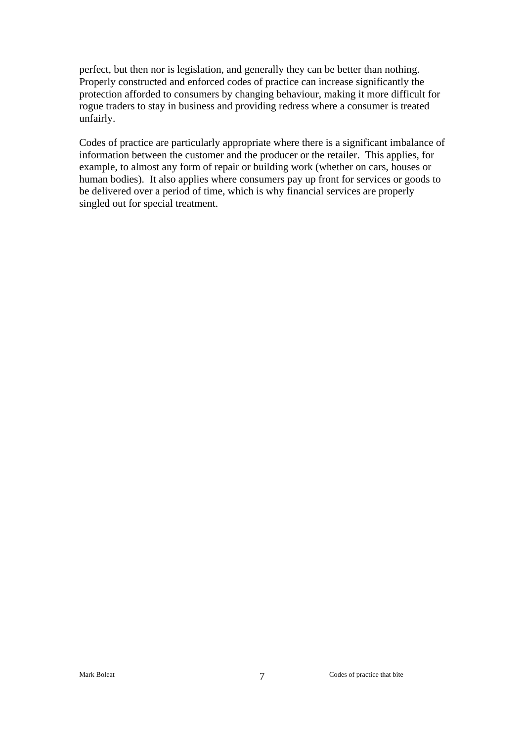perfect, but then nor is legislation, and generally they can be better than nothing. Properly constructed and enforced codes of practice can increase significantly the protection afforded to consumers by changing behaviour, making it more difficult for rogue traders to stay in business and providing redress where a consumer is treated unfairly.

Codes of practice are particularly appropriate where there is a significant imbalance of information between the customer and the producer or the retailer. This applies, for example, to almost any form of repair or building work (whether on cars, houses or human bodies). It also applies where consumers pay up front for services or goods to be delivered over a period of time, which is why financial services are properly singled out for special treatment.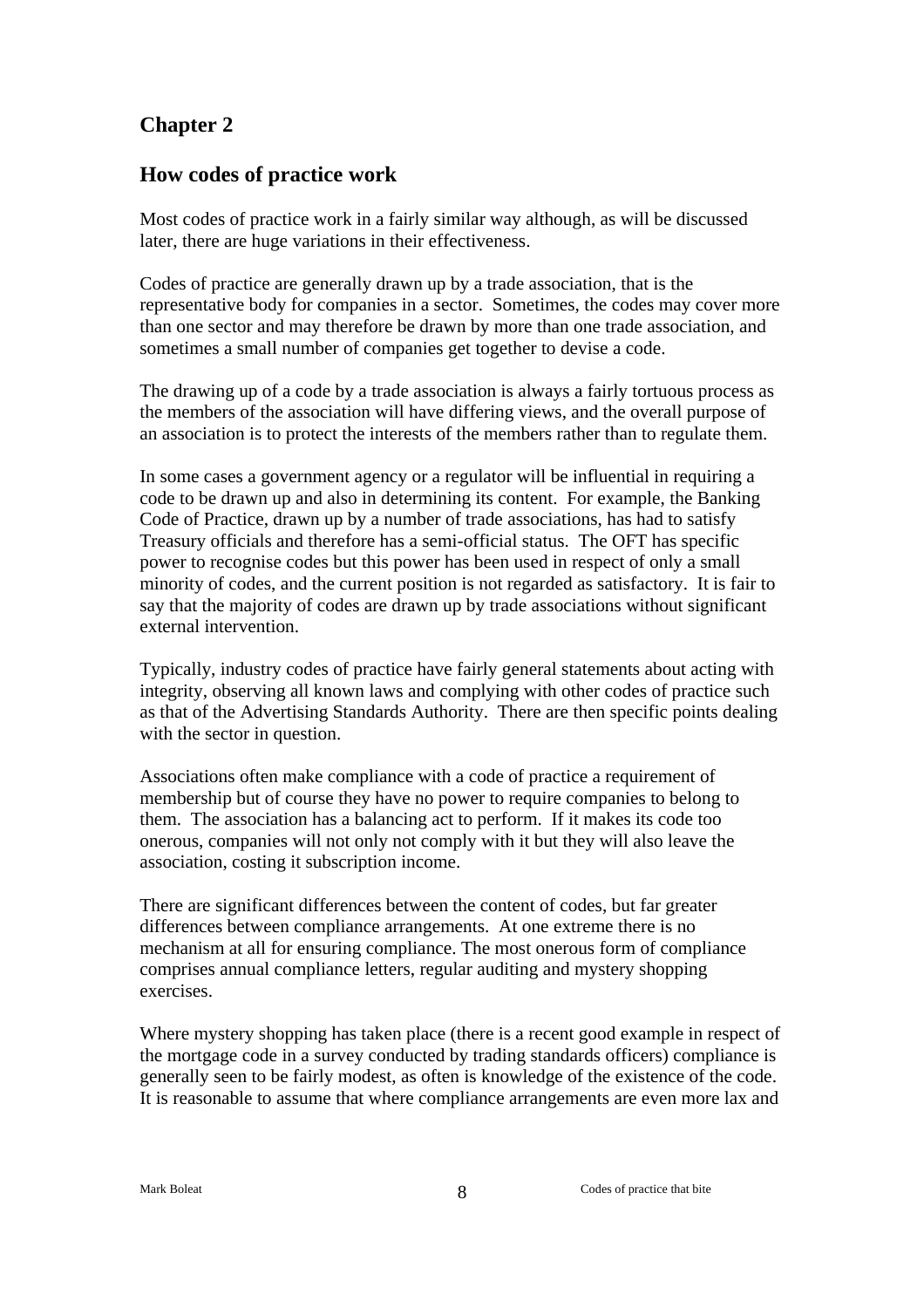## Chapter 2

## How codes of practice work

Most codes of practice work in a fairly similar way although, as will be discussed later, there are huge variations in their effectiveness.

Codes of practice are generally drawn up by a trade association, that is the representative body for companies in a sector. Sometimes, the codes may cover more than one sector and may therefore be drawn by more than one trade association, and sometimes a small number of companies get together to devise a code.

The drawing up of a code by a trade association is always a fairly tortuous process as the members of the association will have differing views, and the overall purpose of an association is to protect the interests of the members rather than to regulate them.

In some cases a government agency or a regulator will be influential in requiring a code to be drawn up and also in determining its content. For example, the Banking Code of Practice, drawn up by a number of trade associations, has had to satisfy Treasury officials and therefore has a semi-official status. The OFT has specific power to recognise codes but this power has been used in respect of only a small minority of codes, and the current position is not regarded as satisfactory. It is fair to say that the majority of codes are drawn up by trade associations without significant external intervention.

Typically, industry codes of practice have fairly general statements about acting with integrity, observing all known laws and complying with other codes of practice such as that of the Advertising Standards Authority. There are then specific points dealing with the sector in question.

Associations often make compliance with a code of practice a requirement of membership but of course they have no power to require companies to belong to them. The association has a balancing act to perform. If it makes its code too onerous, companies will not only not comply with it but they will also leave the association, costing it subscription income.

There are significant differences between the content of codes, but far greater differences between compliance arrangements. At one extreme there is no mechanism at all for ensuring compliance. The most onerous form of compliance comprises annual compliance letters, regular auditing and mystery shopping exercises.

Where mystery shopping has taken place (there is a recent good example in respect of the mortgage code in a survey conducted by trading standards officers) compliance is generally seen to be fairly modest, as often is knowledge of the existence of the code. It is reasonable to assume that where compliance arrangements are even more lax and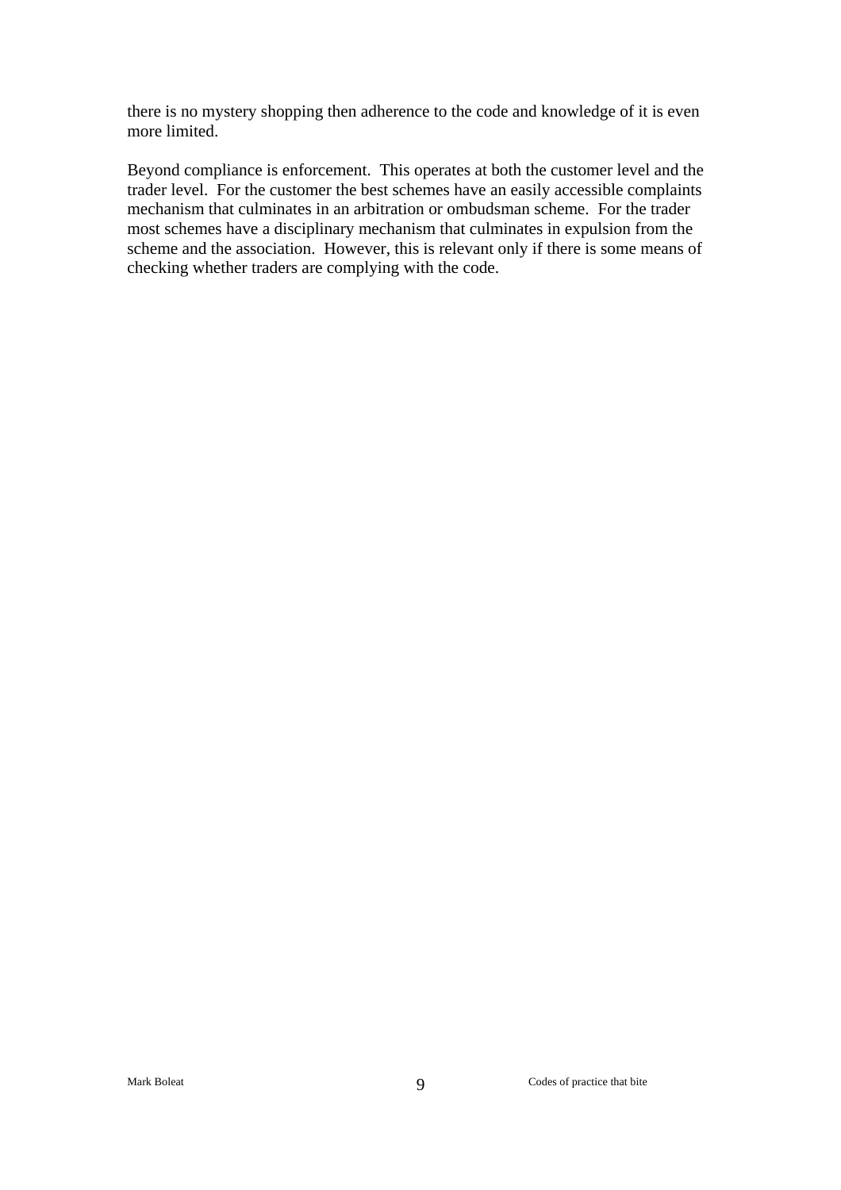there is no mystery shopping then adherence to the code and knowledge of it is even more limited.

Beyond compliance is enforcement. This operates at both the customer level and the trader level. For the customer the best schemes have an easily accessible complaints mechanism that culminates in an arbitration or ombudsman scheme. For the trader most schemes have a disciplinary mechanism that culminates in expulsion from the scheme and the association. However, this is relevant only if there is some means of checking whether traders are complying with the code.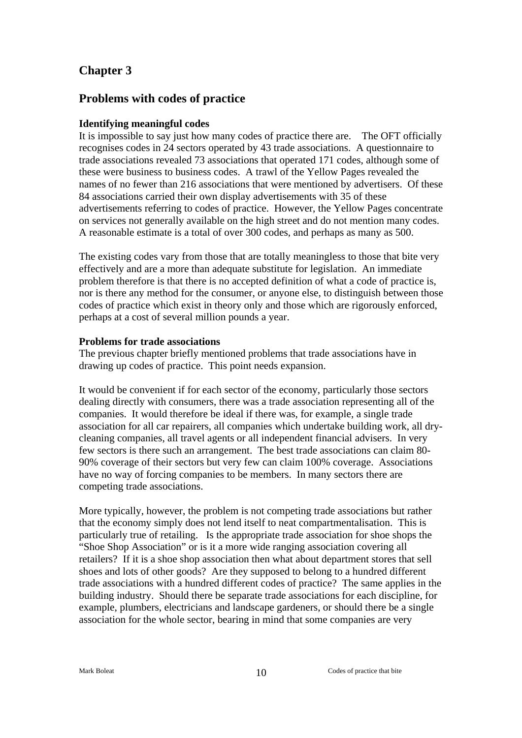# Chapter 3

## Problems with codes of practice

**Identifying meaningful codes**

It is impossible to say just how many codes of practice there are. The OFT officially recognises codes in 24 sectors operated by 43 trade associations. A questionnaire to trade associations revealed 73 associations that operated 171 codes, although some of these were business to business codes. A trawl of the Yellow Pages revealed the names of no fewer than 216 associations that were mentioned by advertisers. Of these 84 associations carried their own display advertisements with 35 of these advertisements referring to codes of practice. However, the Yellow Pages concentrate on services not generally available on the high street and do not mention many codes. A reasonable estimate is a total of over 300 codes, and perhaps as many as 500.

The existing codes vary from those that are totally meaningless to those that bite very effectively and are a more than adequate substitute for legislation. An immediate problem therefore is that there is no accepted definition of what a code of practice is, nor is there any method for the consumer, or anyone else, to distinguish between those codes of practice which exist in theory only and those which are rigorously enforced, perhaps at a cost of several million pounds a year.

**Problems for trade associations**

The previous chapter briefly mentioned problems that trade associations have in drawing up codes of practice. This point needs expansion.

It would be convenient if for each sector of the economy, particularly those sectors dealing directly with consumers, there was a trade association representing all of the companies. It would therefore be ideal if there was, for example, a single trade association for all car repairers, all companies which undertake building work, all dry-cleaning companies, all travel agents or all independent financial advisers. In very few sectors is there such an arrangement. The best trade associations can claim 80-90% coverage of their sectors but very few can claim 100% coverage. Associations have no way of forcing companies to be members. In many sectors there are competing trade associations.

More typically, however, the problem is not competing trade associations but rather that the economy simply does not lend itself to neat compartmentalisation. This is particularly true of retailing. Is the appropriate trade association for shoe shops the "Shoe Shop Association" or is it a more wide ranging association covering all retailers? If it is a shoe shop association then what about department stores that sell shoes and lots of other goods? Are they supposed to belong to a hundred different trade associations with a hundred different codes of practice? The same applies in the building industry. Should there be separate trade associations for each discipline, for example, plumbers, electricians and landscape gardeners, or should there be a single association for the whole sector, bearing in mind that some companies are very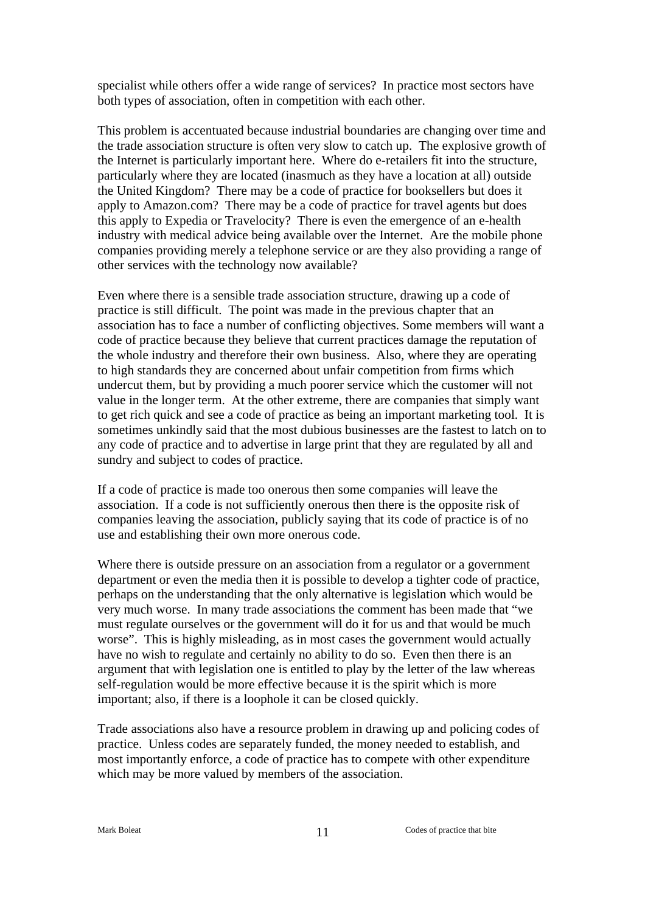specialist while others offer a wide range of services? In practice most sectors have both types of association, often in competition with each other.

This problem is accentuated because industrial boundaries are changing over time and the trade association structure is often very slow to catch up. The explosive growth of the Internet is particularly important here. Where do e-retailers fit into the structure, particularly where they are located (inasmuch as they have a location at all) outside the United Kingdom? There may be a code of practice for booksellers but does it apply to Amazon.com? There may be a code of practice for travel agents but does this apply to Expedia or Travelocity? There is even the emergence of an e-health industry with medical advice being available over the Internet. Are the mobile phone companies providing merely a telephone service or are they also providing a range of other services with the technology now available?

Even where there is a sensible trade association structure, drawing up a code of practice is still difficult. The point was made in the previous chapter that an association has to face a number of conflicting objectives. Some members will want a code of practice because they believe that current practices damage the reputation of the whole industry and therefore their own business. Also, where they are operating to high standards they are concerned about unfair competition from firms which undercut them, but by providing a much poorer service which the customer will not value in the longer term. At the other extreme, there are companies that simply want to get rich quick and see a code of practice as being an important marketing tool. It is sometimes unkindly said that the most dubious businesses are the fastest to latch on to any code of practice and to advertise in large print that they are regulated by all and sundry and subject to codes of practice.

If a code of practice is made too onerous then some companies will leave the association. If a code is not sufficiently onerous then there is the opposite risk of companies leaving the association, publicly saying that its code of practice is of no use and establishing their own more onerous code.

Where there is outside pressure on an association from a regulator or a government department or even the media then it is possible to develop a tighter code of practice, perhaps on the understanding that the only alternative is legislation which would be very much worse. In many trade associations the comment has been made that "we must regulate ourselves or the government will do it for us and that would be much worse". This is highly misleading, as in most cases the government would actually have no wish to regulate and certainly no ability to do so. Even then there is an argument that with legislation one is entitled to play by the letter of the law whereas self-regulation would be more effective because it is the spirit which is more important; also, if there is a loophole it can be closed quickly.

Trade associations also have a resource problem in drawing up and policing codes of practice. Unless codes are separately funded, the money needed to establish, and most importantly enforce, a code of practice has to compete with other expenditure which may be more valued by members of the association.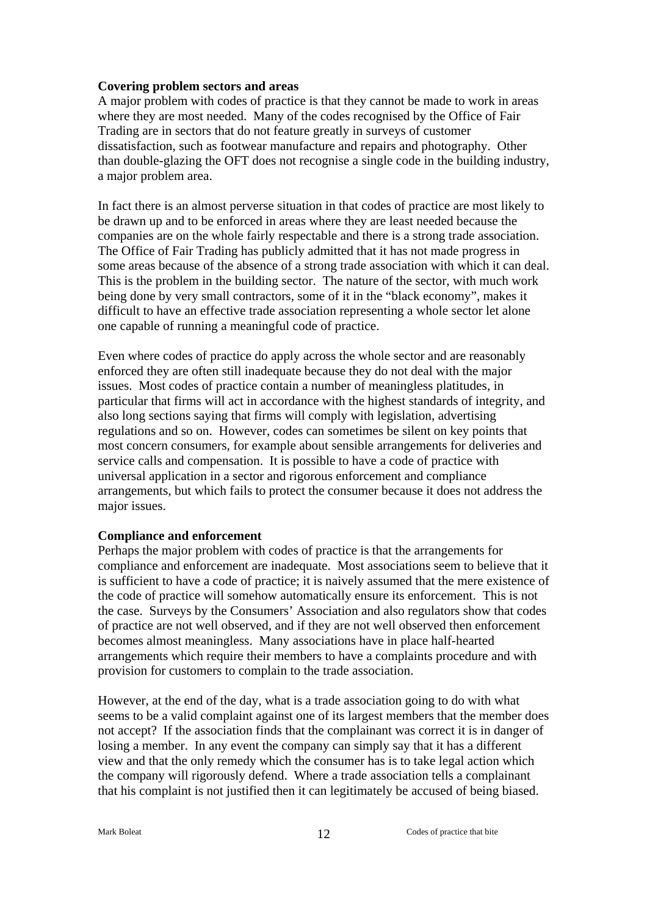**Covering problem sectors and areas**

A major problem with codes of practice is that they cannot be made to work in areas where they are most needed. Many of the codes recognised by the Office of Fair Trading are in sectors that do not feature greatly in surveys of customer dissatisfaction, such as footwear manufacture and repairs and photography. Other than double-glazing the OFT does not recognise a single code in the building industry, a major problem area.

In fact there is an almost perverse situation in that codes of practice are most likely to be drawn up and to be enforced in areas where they are least needed because the companies are on the whole fairly respectable and there is a strong trade association. The Office of Fair Trading has publicly admitted that it has not made progress in some areas because of the absence of a strong trade association with which it can deal. This is the problem in the building sector. The nature of the sector, with much work being done by very small contractors, some of it in the "black economy", makes it difficult to have an effective trade association representing a whole sector let alone one capable of running a meaningful code of practice.

Even where codes of practice do apply across the whole sector and are reasonably enforced they are often still inadequate because they do not deal with the major issues. Most codes of practice contain a number of meaningless platitudes, in particular that firms will act in accordance with the highest standards of integrity, and also long sections saying that firms will comply with legislation, advertising regulations and so on. However, codes can sometimes be silent on key points that most concern consumers, for example about sensible arrangements for deliveries and service calls and compensation. It is possible to have a code of practice with universal application in a sector and rigorous enforcement and compliance arrangements, but which fails to protect the consumer because it does not address the major issues.

**Compliance and enforcement**

Perhaps the major problem with codes of practice is that the arrangements for compliance and enforcement are inadequate. Most associations seem to believe that it is sufficient to have a code of practice; it is naively assumed that the mere existence of the code of practice will somehow automatically ensure its enforcement. This is not the case. Surveys by the Consumers' Association and also regulators show that codes of practice are not well observed, and if they are not well observed then enforcement becomes almost meaningless. Many associations have in place half-hearted arrangements which require their members to have a complaints procedure and with provision for customers to complain to the trade association.

However, at the end of the day, what is a trade association going to do with what seems to be a valid complaint against one of its largest members that the member does not accept? If the association finds that the complainant was correct it is in danger of losing a member. In any event the company can simply say that it has a different view and that the only remedy which the consumer has is to take legal action which the company will rigorously defend. Where a trade association tells a complainant that his complaint is not justified then it can legitimately be accused of being biased.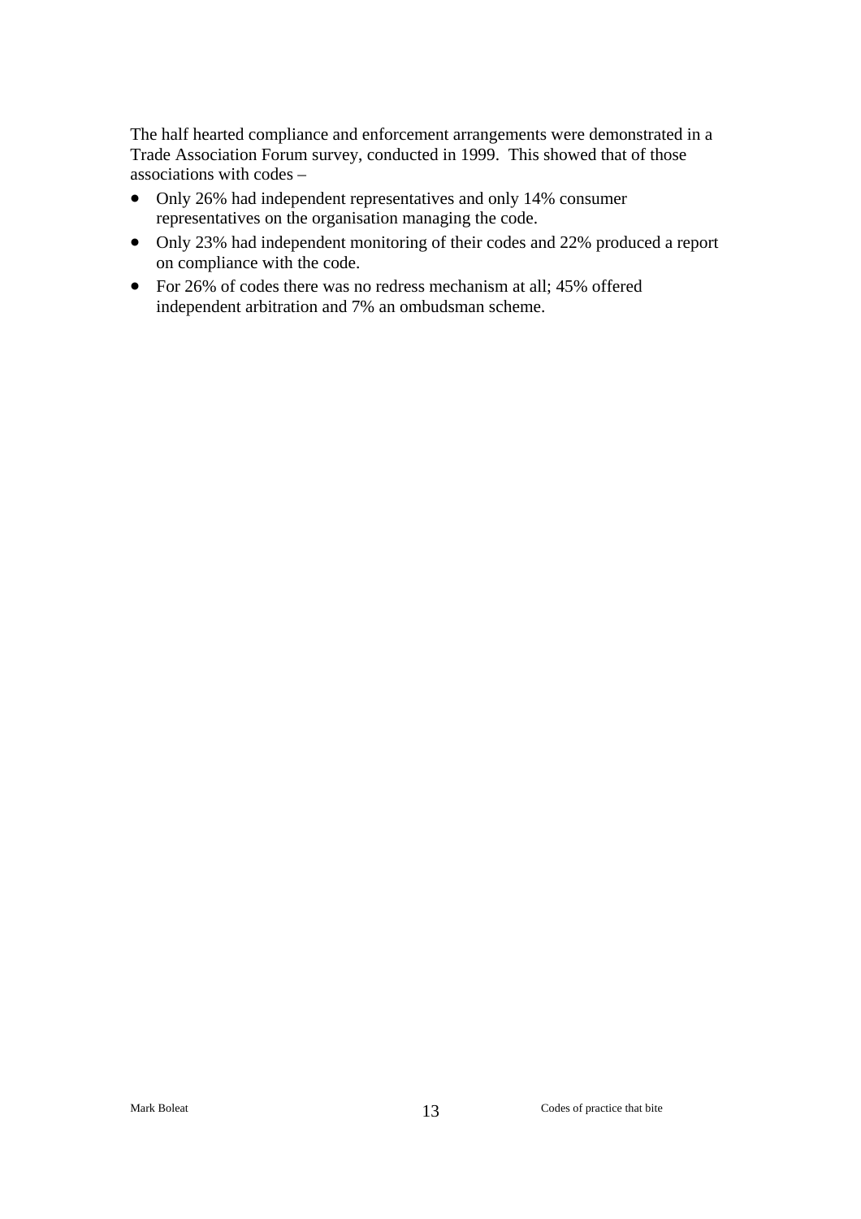The half hearted compliance and enforcement arrangements were demonstrated in a Trade Association Forum survey, conducted in 1999. This showed that of those associations with codes –

- Only 26% had independent representatives and only 14% consumer representatives on the organisation managing the code.
- Only 23% had independent monitoring of their codes and 22% produced a report on compliance with the code.
- For 26% of codes there was no redress mechanism at all; 45% offered independent arbitration and 7% an ombudsman scheme.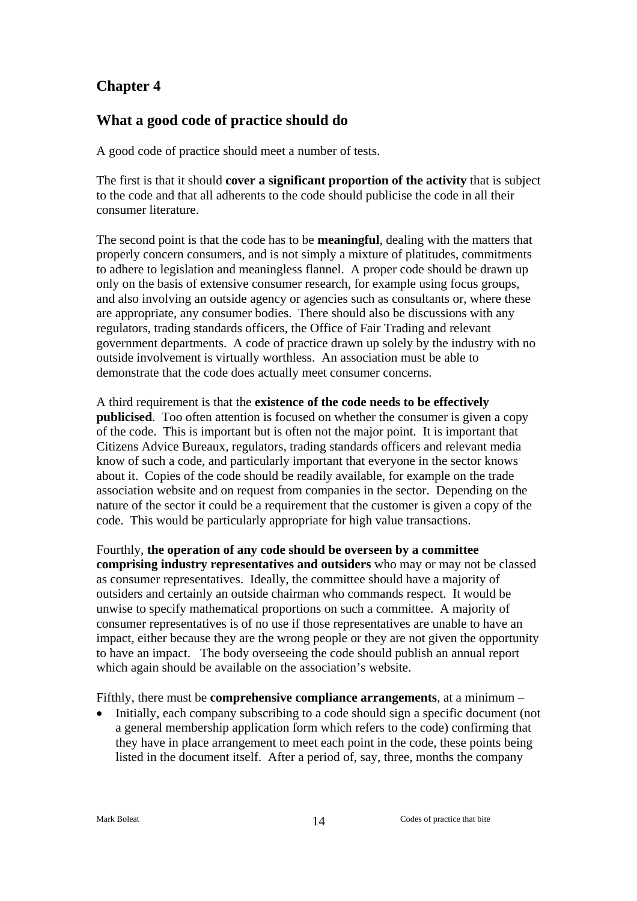# Chapter 4

## What a good code of practice should do

A good code of practice should meet a number of tests.

The first is that it should **cover a significant proportion of the activity** that is subject to the code and that all adherents to the code should publicise the code in all their consumer literature.

The second point is that the code has to be **meaningful**, dealing with the matters that properly concern consumers, and is not simply a mixture of platitudes, commitments to adhere to legislation and meaningless flannel. A proper code should be drawn up only on the basis of extensive consumer research, for example using focus groups, and also involving an outside agency or agencies such as consultants or, where these are appropriate, any consumer bodies. There should also be discussions with any regulators, trading standards officers, the Office of Fair Trading and relevant government departments. A code of practice drawn up solely by the industry with no outside involvement is virtually worthless. An association must be able to demonstrate that the code does actually meet consumer concerns.

A third requirement is that the **existence of the code needs to be effectively publicised**. Too often attention is focused on whether the consumer is given a copy of the code. This is important but is often not the major point. It is important that Citizens Advice Bureaux, regulators, trading standards officers and relevant media know of such a code, and particularly important that everyone in the sector knows about it. Copies of the code should be readily available, for example on the trade association website and on request from companies in the sector. Depending on the nature of the sector it could be a requirement that the customer is given a copy of the code. This would be particularly appropriate for high value transactions.

Fourthly, **the operation of any code should be overseen by a committee comprising industry representatives and outsiders** who may or may not be classed as consumer representatives. Ideally, the committee should have a majority of outsiders and certainly an outside chairman who commands respect. It would be unwise to specify mathematical proportions on such a committee. A majority of consumer representatives is of no use if those representatives are unable to have an impact, either because they are the wrong people or they are not given the opportunity to have an impact. The body overseeing the code should publish an annual report which again should be available on the association's website.

Fifthly, there must be **comprehensive compliance arrangements**, at a minimum –

- Initially, each company subscribing to a code should sign a specific document (not a general membership application form which refers to the code) confirming that they have in place arrangement to meet each point in the code, these points being listed in the document itself. After a period of, say, three, months the company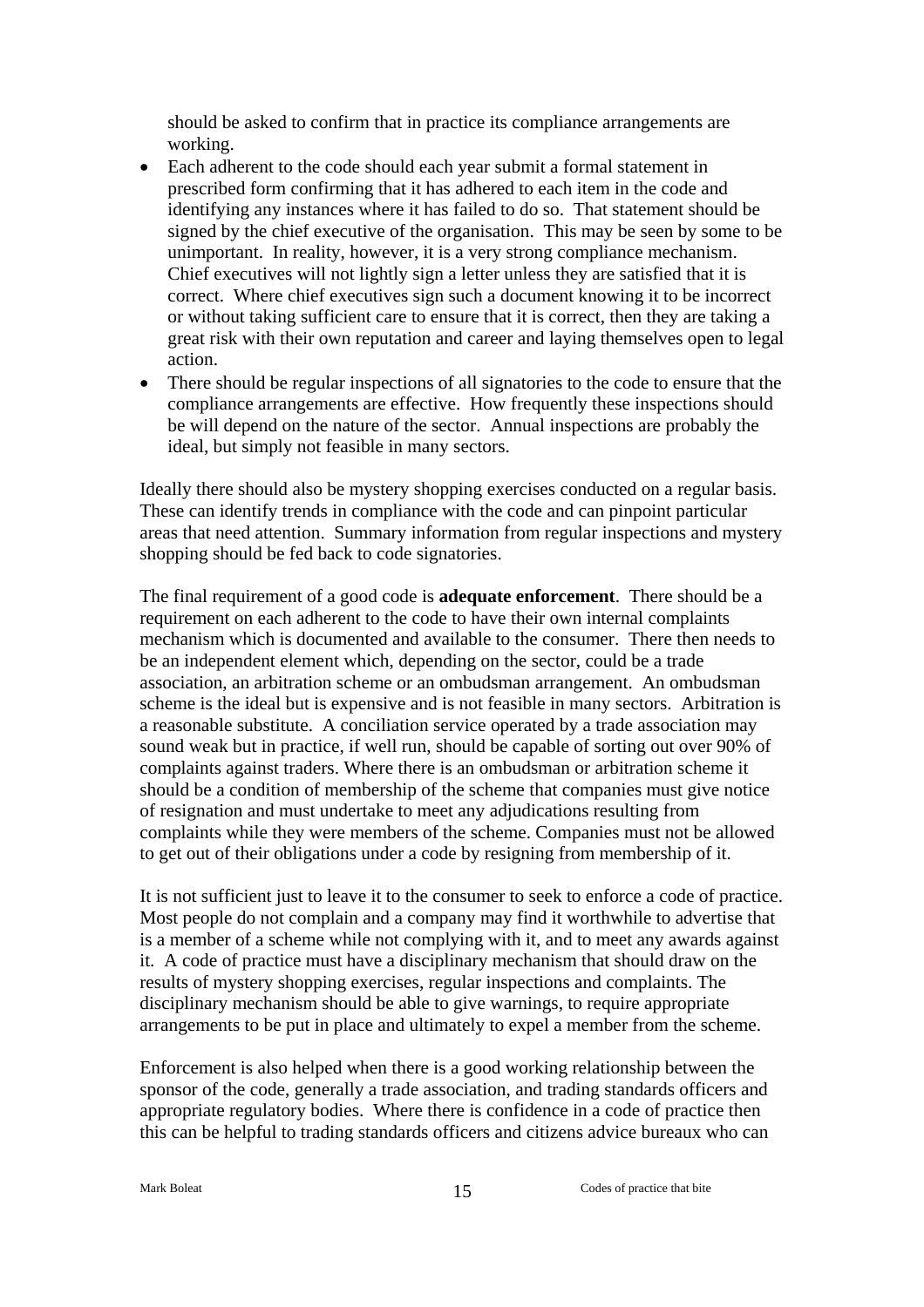should be asked to confirm that in practice its compliance arrangements are working.

- Each adherent to the code should each year submit a formal statement in prescribed form confirming that it has adhered to each item in the code and identifying any instances where it has failed to do so. That statement should be signed by the chief executive of the organisation. This may be seen by some to be unimportant. In reality, however, it is a very strong compliance mechanism. Chief executives will not lightly sign a letter unless they are satisfied that it is correct. Where chief executives sign such a document knowing it to be incorrect or without taking sufficient care to ensure that it is correct, then they are taking a great risk with their own reputation and career and laying themselves open to legal action.
- There should be regular inspections of all signatories to the code to ensure that the compliance arrangements are effective. How frequently these inspections should be will depend on the nature of the sector. Annual inspections are probably the ideal, but simply not feasible in many sectors.

Ideally there should also be mystery shopping exercises conducted on a regular basis. These can identify trends in compliance with the code and can pinpoint particular areas that need attention. Summary information from regular inspections and mystery shopping should be fed back to code signatories.

The final requirement of a good code is **adequate enforcement**. There should be a requirement on each adherent to the code to have their own internal complaints mechanism which is documented and available to the consumer. There then needs to be an independent element which, depending on the sector, could be a trade association, an arbitration scheme or an ombudsman arrangement. An ombudsman scheme is the ideal but is expensive and is not feasible in many sectors. Arbitration is a reasonable substitute. A conciliation service operated by a trade association may sound weak but in practice, if well run, should be capable of sorting out over 90% of complaints against traders. Where there is an ombudsman or arbitration scheme it should be a condition of membership of the scheme that companies must give notice of resignation and must undertake to meet any adjudications resulting from complaints while they were members of the scheme. Companies must not be allowed to get out of their obligations under a code by resigning from membership of it.

It is not sufficient just to leave it to the consumer to seek to enforce a code of practice. Most people do not complain and a company may find it worthwhile to advertise that is a member of a scheme while not complying with it, and to meet any awards against it. A code of practice must have a disciplinary mechanism that should draw on the results of mystery shopping exercises, regular inspections and complaints. The disciplinary mechanism should be able to give warnings, to require appropriate arrangements to be put in place and ultimately to expel a member from the scheme.

Enforcement is also helped when there is a good working relationship between the sponsor of the code, generally a trade association, and trading standards officers and appropriate regulatory bodies. Where there is confidence in a code of practice then this can be helpful to trading standards officers and citizens advice bureaux who can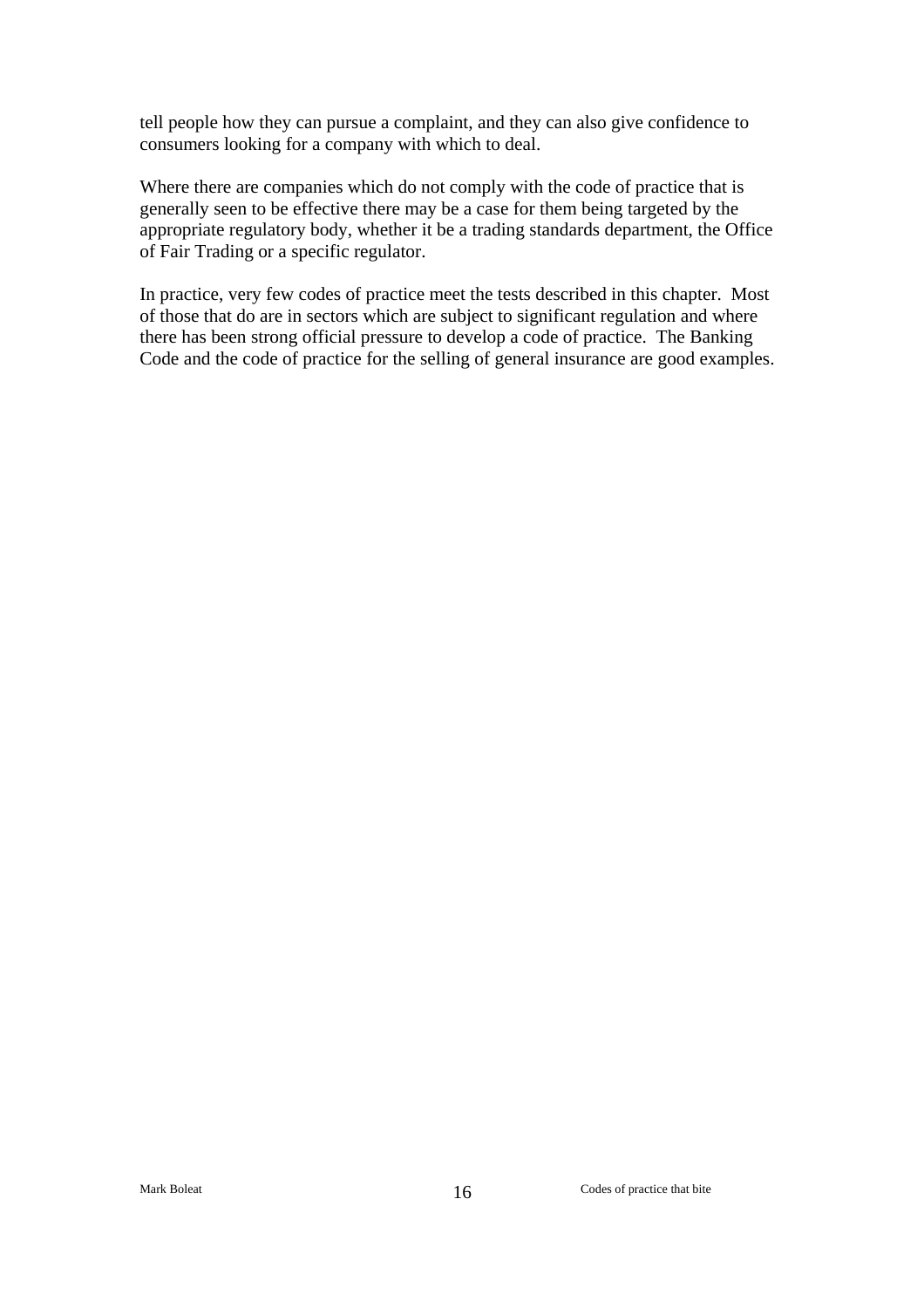tell people how they can pursue a complaint, and they can also give confidence to consumers looking for a company with which to deal.

Where there are companies which do not comply with the code of practice that is generally seen to be effective there may be a case for them being targeted by the appropriate regulatory body, whether it be a trading standards department, the Office of Fair Trading or a specific regulator.

In practice, very few codes of practice meet the tests described in this chapter. Most of those that do are in sectors which are subject to significant regulation and where there has been strong official pressure to develop a code of practice. The Banking Code and the code of practice for the selling of general insurance are good examples.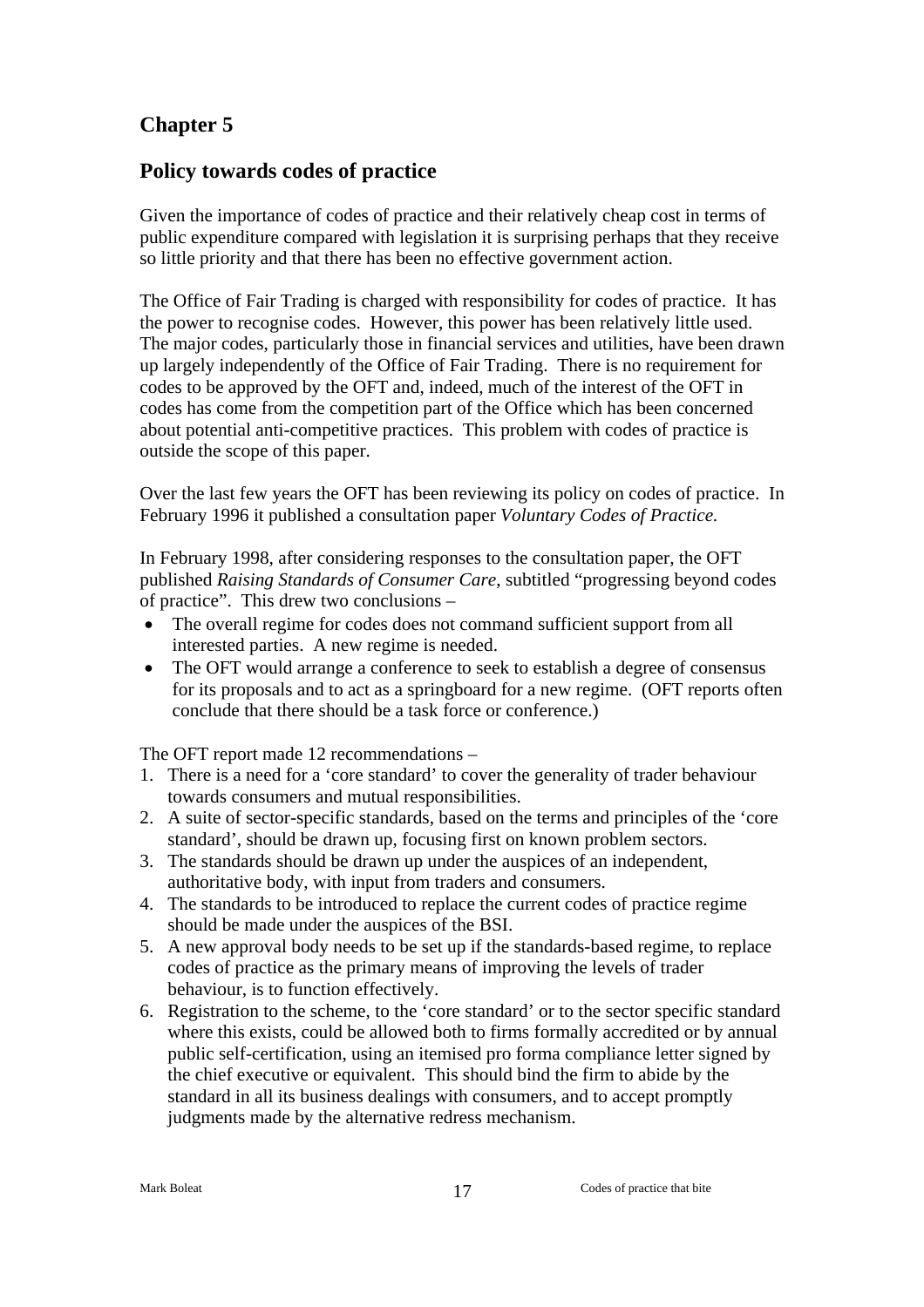# Chapter 5

## Policy towards codes of practice

Given the importance of codes of practice and their relatively cheap cost in terms of public expenditure compared with legislation it is surprising perhaps that they receive so little priority and that there has been no effective government action.

The Office of Fair Trading is charged with responsibility for codes of practice. It has the power to recognise codes. However, this power has been relatively little used. The major codes, particularly those in financial services and utilities, have been drawn up largely independently of the Office of Fair Trading. There is no requirement for codes to be approved by the OFT and, indeed, much of the interest of the OFT in codes has come from the competition part of the Office which has been concerned about potential anti-competitive practices. This problem with codes of practice is outside the scope of this paper.

Over the last few years the OFT has been reviewing its policy on codes of practice. In February 1996 it published a consultation paper *Voluntary Codes of Practice.*

In February 1998, after considering responses to the consultation paper, the OFT published *Raising Standards of Consumer Care*, subtitled "progressing beyond codes of practice". This drew two conclusions –

- The overall regime for codes does not command sufficient support from all interested parties. A new regime is needed.
- The OFT would arrange a conference to seek to establish a degree of consensus for its proposals and to act as a springboard for a new regime. (OFT reports often conclude that there should be a task force or conference.)

The OFT report made 12 recommendations –

1. There is a need for a 'core standard' to cover the generality of trader behaviour towards consumers and mutual responsibilities.
2. A suite of sector-specific standards, based on the terms and principles of the 'core standard', should be drawn up, focusing first on known problem sectors.
3. The standards should be drawn up under the auspices of an independent, authoritative body, with input from traders and consumers.
4. The standards to be introduced to replace the current codes of practice regime should be made under the auspices of the BSI.
5. A new approval body needs to be set up if the standards-based regime, to replace codes of practice as the primary means of improving the levels of trader behaviour, is to function effectively.
6. Registration to the scheme, to the 'core standard' or to the sector specific standard where this exists, could be allowed both to firms formally accredited or by annual public self-certification, using an itemised pro forma compliance letter signed by the chief executive or equivalent. This should bind the firm to abide by the standard in all its business dealings with consumers, and to accept promptly judgments made by the alternative redress mechanism.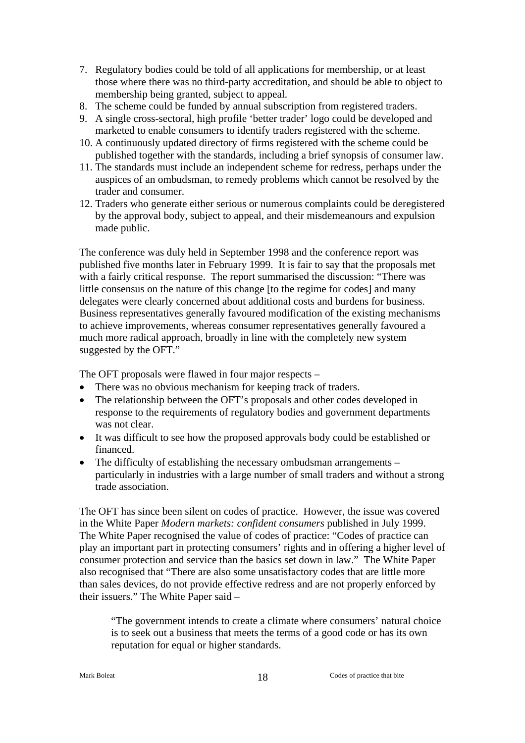7. Regulatory bodies could be told of all applications for membership, or at least those where there was no third-party accreditation, and should be able to object to membership being granted, subject to appeal.
8. The scheme could be funded by annual subscription from registered traders.
9. A single cross-sectoral, high profile 'better trader' logo could be developed and marketed to enable consumers to identify traders registered with the scheme.
10. A continuously updated directory of firms registered with the scheme could be published together with the standards, including a brief synopsis of consumer law.
11. The standards must include an independent scheme for redress, perhaps under the auspices of an ombudsman, to remedy problems which cannot be resolved by the trader and consumer.
12. Traders who generate either serious or numerous complaints could be deregistered by the approval body, subject to appeal, and their misdemeanours and expulsion made public.

The conference was duly held in September 1998 and the conference report was published five months later in February 1999. It is fair to say that the proposals met with a fairly critical response. The report summarised the discussion: "There was little consensus on the nature of this change [to the regime for codes] and many delegates were clearly concerned about additional costs and burdens for business. Business representatives generally favoured modification of the existing mechanisms to achieve improvements, whereas consumer representatives generally favoured a much more radical approach, broadly in line with the completely new system suggested by the OFT."

The OFT proposals were flawed in four major respects –

- There was no obvious mechanism for keeping track of traders.
- The relationship between the OFT's proposals and other codes developed in response to the requirements of regulatory bodies and government departments was not clear.
- It was difficult to see how the proposed approvals body could be established or financed.
- The difficulty of establishing the necessary ombudsman arrangements – particularly in industries with a large number of small traders and without a strong trade association.

The OFT has since been silent on codes of practice. However, the issue was covered in the White Paper *Modern markets: confident consumers* published in July 1999. The White Paper recognised the value of codes of practice: "Codes of practice can play an important part in protecting consumers' rights and in offering a higher level of consumer protection and service than the basics set down in law." The White Paper also recognised that "There are also some unsatisfactory codes that are little more than sales devices, do not provide effective redress and are not properly enforced by their issuers." The White Paper said –

> "The government intends to create a climate where consumers' natural choice is to seek out a business that meets the terms of a good code or has its own reputation for equal or higher standards.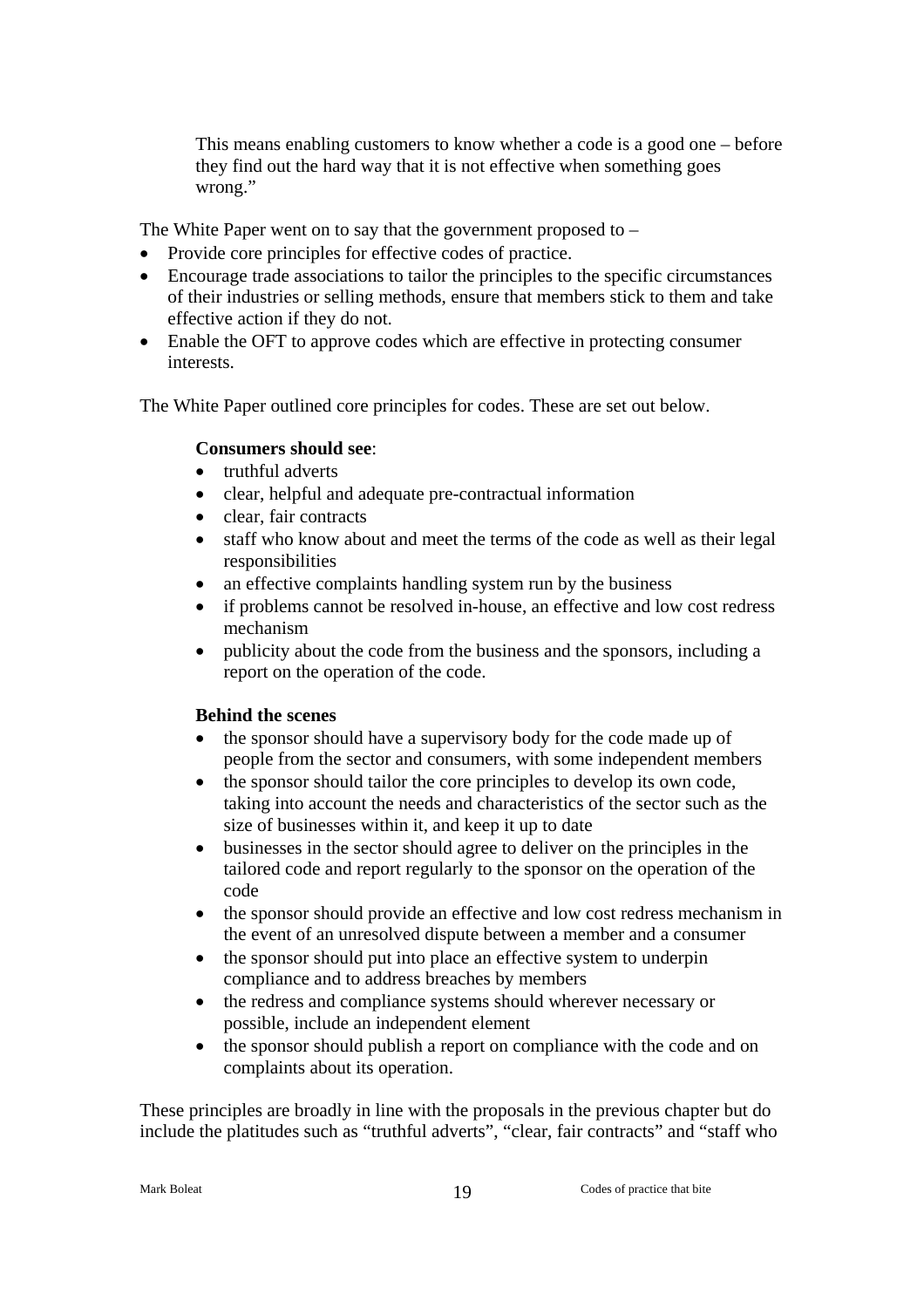> This means enabling customers to know whether a code is a good one – before they find out the hard way that it is not effective when something goes wrong."

The White Paper went on to say that the government proposed to –

- Provide core principles for effective codes of practice.
- Encourage trade associations to tailor the principles to the specific circumstances of their industries or selling methods, ensure that members stick to them and take effective action if they do not.
- Enable the OFT to approve codes which are effective in protecting consumer interests.

The White Paper outlined core principles for codes. These are set out below.

> **Consumers should see**:
>
> - truthful adverts
> - clear, helpful and adequate pre-contractual information
> - clear, fair contracts
> - staff who know about and meet the terms of the code as well as their legal responsibilities
> - an effective complaints handling system run by the business
> - if problems cannot be resolved in-house, an effective and low cost redress mechanism
> - publicity about the code from the business and the sponsors, including a report on the operation of the code.
>
> **Behind the scenes**
>
> - the sponsor should have a supervisory body for the code made up of people from the sector and consumers, with some independent members
> - the sponsor should tailor the core principles to develop its own code, taking into account the needs and characteristics of the sector such as the size of businesses within it, and keep it up to date
> - businesses in the sector should agree to deliver on the principles in the tailored code and report regularly to the sponsor on the operation of the code
> - the sponsor should provide an effective and low cost redress mechanism in the event of an unresolved dispute between a member and a consumer
> - the sponsor should put into place an effective system to underpin compliance and to address breaches by members
> - the redress and compliance systems should wherever necessary or possible, include an independent element
> - the sponsor should publish a report on compliance with the code and on complaints about its operation.

These principles are broadly in line with the proposals in the previous chapter but do include the platitudes such as "truthful adverts", "clear, fair contracts" and "staff who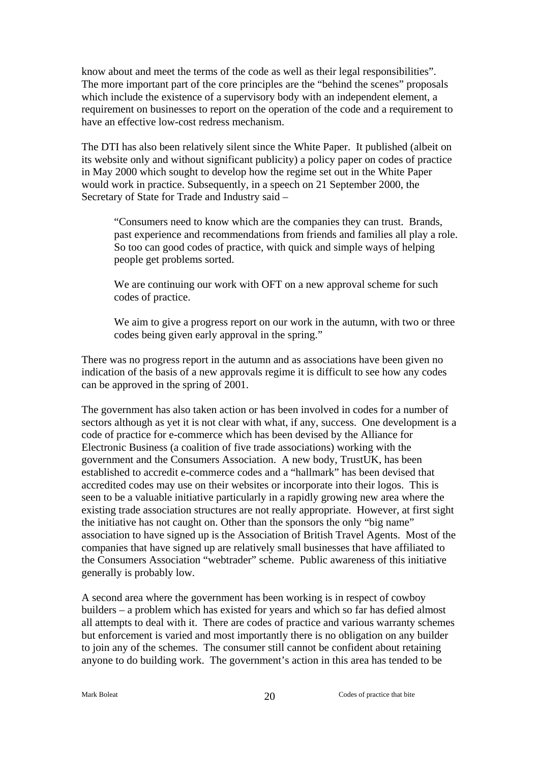know about and meet the terms of the code as well as their legal responsibilities". The more important part of the core principles are the "behind the scenes" proposals which include the existence of a supervisory body with an independent element, a requirement on businesses to report on the operation of the code and a requirement to have an effective low-cost redress mechanism.

The DTI has also been relatively silent since the White Paper. It published (albeit on its website only and without significant publicity) a policy paper on codes of practice in May 2000 which sought to develop how the regime set out in the White Paper would work in practice. Subsequently, in a speech on 21 September 2000, the Secretary of State for Trade and Industry said –

> "Consumers need to know which are the companies they can trust. Brands, past experience and recommendations from friends and families all play a role. So too can good codes of practice, with quick and simple ways of helping people get problems sorted.
>
> We are continuing our work with OFT on a new approval scheme for such codes of practice.
>
> We aim to give a progress report on our work in the autumn, with two or three codes being given early approval in the spring."

There was no progress report in the autumn and as associations have been given no indication of the basis of a new approvals regime it is difficult to see how any codes can be approved in the spring of 2001.

The government has also taken action or has been involved in codes for a number of sectors although as yet it is not clear with what, if any, success. One development is a code of practice for e-commerce which has been devised by the Alliance for Electronic Business (a coalition of five trade associations) working with the government and the Consumers Association. A new body, TrustUK, has been established to accredit e-commerce codes and a "hallmark" has been devised that accredited codes may use on their websites or incorporate into their logos. This is seen to be a valuable initiative particularly in a rapidly growing new area where the existing trade association structures are not really appropriate. However, at first sight the initiative has not caught on. Other than the sponsors the only "big name" association to have signed up is the Association of British Travel Agents. Most of the companies that have signed up are relatively small businesses that have affiliated to the Consumers Association "webtrader" scheme. Public awareness of this initiative generally is probably low.

A second area where the government has been working is in respect of cowboy builders – a problem which has existed for years and which so far has defied almost all attempts to deal with it. There are codes of practice and various warranty schemes but enforcement is varied and most importantly there is no obligation on any builder to join any of the schemes. The consumer still cannot be confident about retaining anyone to do building work. The government's action in this area has tended to be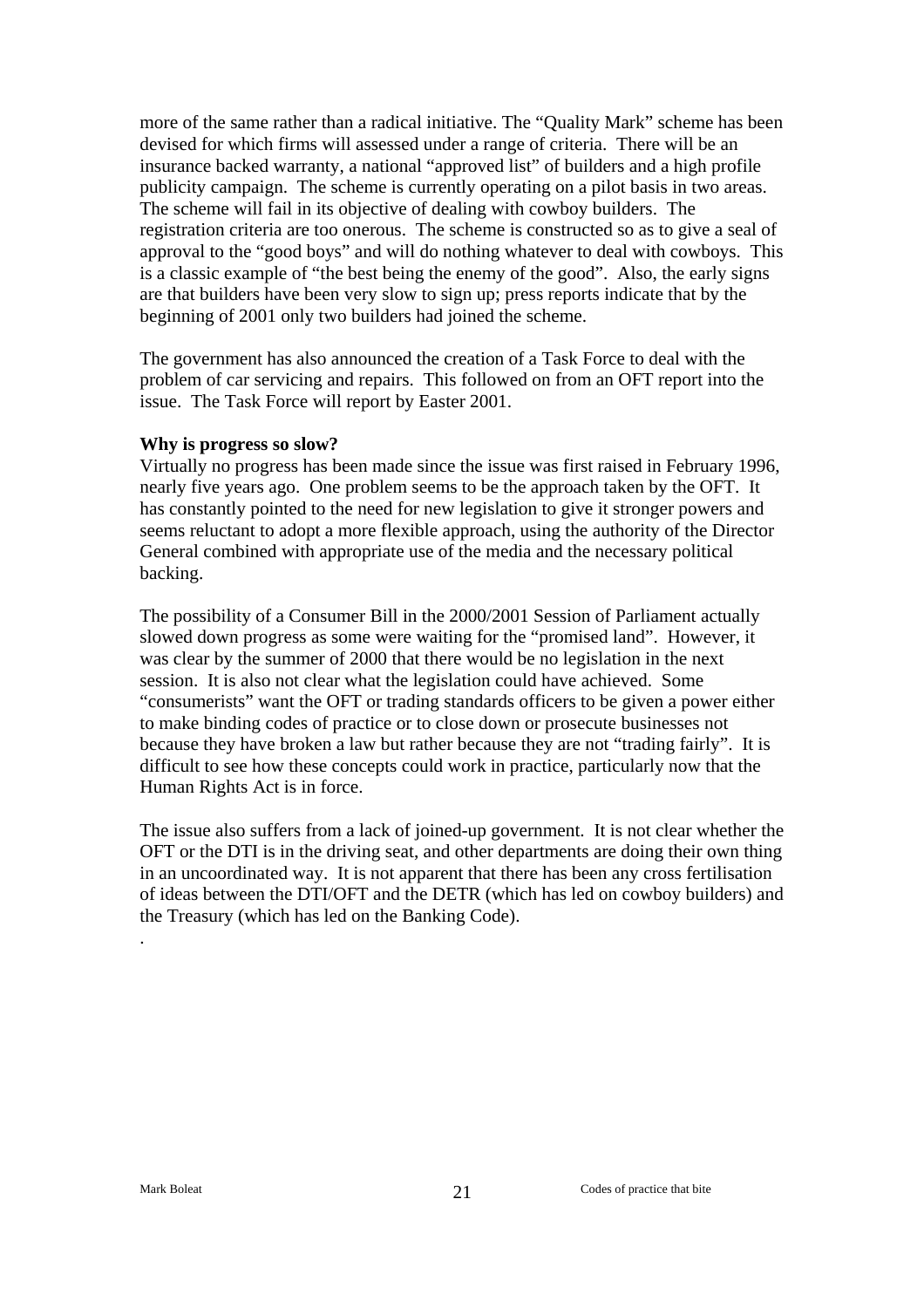more of the same rather than a radical initiative. The "Quality Mark" scheme has been devised for which firms will assessed under a range of criteria. There will be an insurance backed warranty, a national "approved list" of builders and a high profile publicity campaign. The scheme is currently operating on a pilot basis in two areas. The scheme will fail in its objective of dealing with cowboy builders. The registration criteria are too onerous. The scheme is constructed so as to give a seal of approval to the "good boys" and will do nothing whatever to deal with cowboys. This is a classic example of "the best being the enemy of the good". Also, the early signs are that builders have been very slow to sign up; press reports indicate that by the beginning of 2001 only two builders had joined the scheme.

The government has also announced the creation of a Task Force to deal with the problem of car servicing and repairs. This followed on from an OFT report into the issue. The Task Force will report by Easter 2001.

**Why is progress so slow?**

Virtually no progress has been made since the issue was first raised in February 1996, nearly five years ago. One problem seems to be the approach taken by the OFT. It has constantly pointed to the need for new legislation to give it stronger powers and seems reluctant to adopt a more flexible approach, using the authority of the Director General combined with appropriate use of the media and the necessary political backing.

The possibility of a Consumer Bill in the 2000/2001 Session of Parliament actually slowed down progress as some were waiting for the "promised land". However, it was clear by the summer of 2000 that there would be no legislation in the next session. It is also not clear what the legislation could have achieved. Some "consumerists" want the OFT or trading standards officers to be given a power either to make binding codes of practice or to close down or prosecute businesses not because they have broken a law but rather because they are not "trading fairly". It is difficult to see how these concepts could work in practice, particularly now that the Human Rights Act is in force.

The issue also suffers from a lack of joined-up government. It is not clear whether the OFT or the DTI is in the driving seat, and other departments are doing their own thing in an uncoordinated way. It is not apparent that there has been any cross fertilisation of ideas between the DTI/OFT and the DETR (which has led on cowboy builders) and the Treasury (which has led on the Banking Code).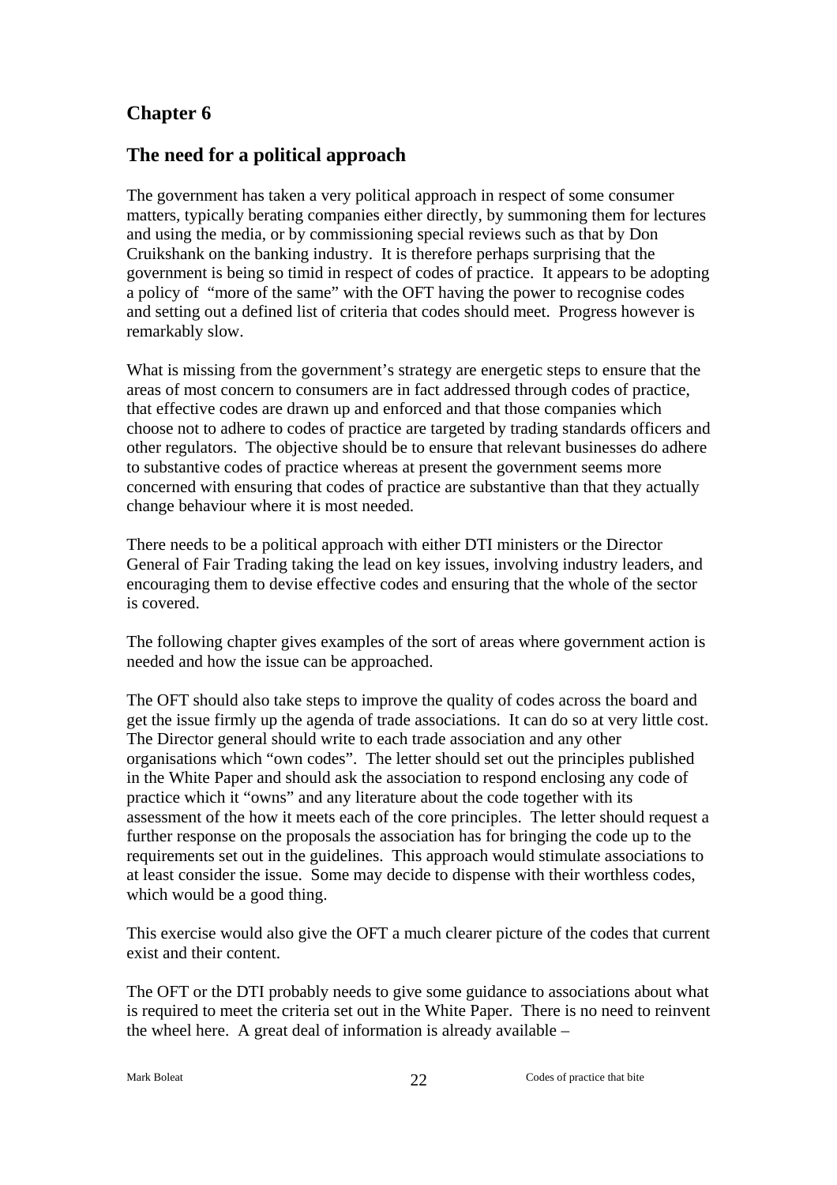## Chapter 6

## The need for a political approach

The government has taken a very political approach in respect of some consumer matters, typically berating companies either directly, by summoning them for lectures and using the media, or by commissioning special reviews such as that by Don Cruikshank on the banking industry. It is therefore perhaps surprising that the government is being so timid in respect of codes of practice. It appears to be adopting a policy of "more of the same" with the OFT having the power to recognise codes and setting out a defined list of criteria that codes should meet. Progress however is remarkably slow.

What is missing from the government's strategy are energetic steps to ensure that the areas of most concern to consumers are in fact addressed through codes of practice, that effective codes are drawn up and enforced and that those companies which choose not to adhere to codes of practice are targeted by trading standards officers and other regulators. The objective should be to ensure that relevant businesses do adhere to substantive codes of practice whereas at present the government seems more concerned with ensuring that codes of practice are substantive than that they actually change behaviour where it is most needed.

There needs to be a political approach with either DTI ministers or the Director General of Fair Trading taking the lead on key issues, involving industry leaders, and encouraging them to devise effective codes and ensuring that the whole of the sector is covered.

The following chapter gives examples of the sort of areas where government action is needed and how the issue can be approached.

The OFT should also take steps to improve the quality of codes across the board and get the issue firmly up the agenda of trade associations. It can do so at very little cost. The Director general should write to each trade association and any other organisations which "own codes". The letter should set out the principles published in the White Paper and should ask the association to respond enclosing any code of practice which it "owns" and any literature about the code together with its assessment of the how it meets each of the core principles. The letter should request a further response on the proposals the association has for bringing the code up to the requirements set out in the guidelines. This approach would stimulate associations to at least consider the issue. Some may decide to dispense with their worthless codes, which would be a good thing.

This exercise would also give the OFT a much clearer picture of the codes that current exist and their content.

The OFT or the DTI probably needs to give some guidance to associations about what is required to meet the criteria set out in the White Paper. There is no need to reinvent the wheel here. A great deal of information is already available –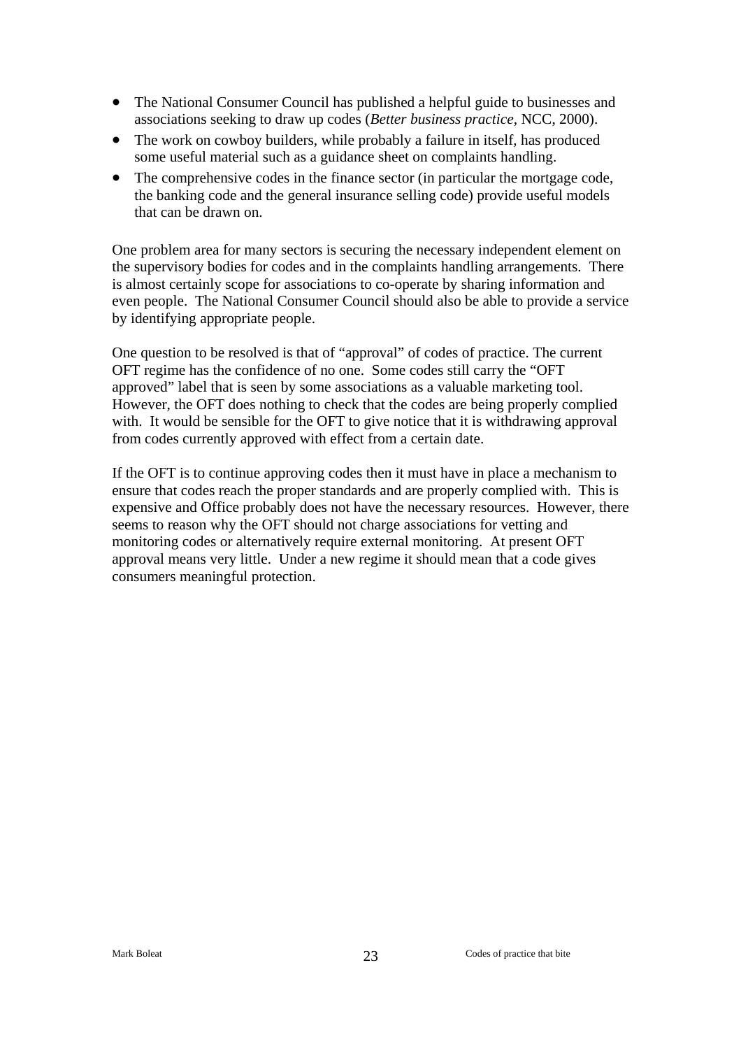- The National Consumer Council has published a helpful guide to businesses and associations seeking to draw up codes (*Better business practice*, NCC, 2000).
- The work on cowboy builders, while probably a failure in itself, has produced some useful material such as a guidance sheet on complaints handling.
- The comprehensive codes in the finance sector (in particular the mortgage code, the banking code and the general insurance selling code) provide useful models that can be drawn on.

One problem area for many sectors is securing the necessary independent element on the supervisory bodies for codes and in the complaints handling arrangements. There is almost certainly scope for associations to co-operate by sharing information and even people. The National Consumer Council should also be able to provide a service by identifying appropriate people.

One question to be resolved is that of "approval" of codes of practice. The current OFT regime has the confidence of no one. Some codes still carry the "OFT approved" label that is seen by some associations as a valuable marketing tool. However, the OFT does nothing to check that the codes are being properly complied with. It would be sensible for the OFT to give notice that it is withdrawing approval from codes currently approved with effect from a certain date.

If the OFT is to continue approving codes then it must have in place a mechanism to ensure that codes reach the proper standards and are properly complied with. This is expensive and Office probably does not have the necessary resources. However, there seems to reason why the OFT should not charge associations for vetting and monitoring codes or alternatively require external monitoring. At present OFT approval means very little. Under a new regime it should mean that a code gives consumers meaningful protection.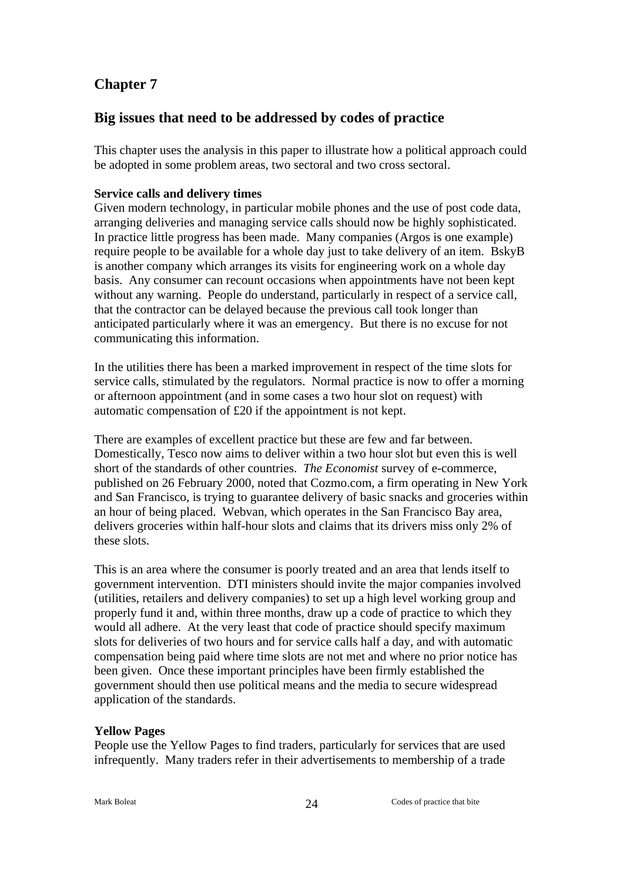## Chapter 7

## Big issues that need to be addressed by codes of practice

This chapter uses the analysis in this paper to illustrate how a political approach could be adopted in some problem areas, two sectoral and two cross sectoral.

**Service calls and delivery times**

Given modern technology, in particular mobile phones and the use of post code data, arranging deliveries and managing service calls should now be highly sophisticated. In practice little progress has been made. Many companies (Argos is one example) require people to be available for a whole day just to take delivery of an item. BskyB is another company which arranges its visits for engineering work on a whole day basis. Any consumer can recount occasions when appointments have not been kept without any warning. People do understand, particularly in respect of a service call, that the contractor can be delayed because the previous call took longer than anticipated particularly where it was an emergency. But there is no excuse for not communicating this information.

In the utilities there has been a marked improvement in respect of the time slots for service calls, stimulated by the regulators. Normal practice is now to offer a morning or afternoon appointment (and in some cases a two hour slot on request) with automatic compensation of £20 if the appointment is not kept.

There are examples of excellent practice but these are few and far between. Domestically, Tesco now aims to deliver within a two hour slot but even this is well short of the standards of other countries. *The Economist* survey of e-commerce, published on 26 February 2000, noted that Cozmo.com, a firm operating in New York and San Francisco, is trying to guarantee delivery of basic snacks and groceries within an hour of being placed. Webvan, which operates in the San Francisco Bay area, delivers groceries within half-hour slots and claims that its drivers miss only 2% of these slots.

This is an area where the consumer is poorly treated and an area that lends itself to government intervention. DTI ministers should invite the major companies involved (utilities, retailers and delivery companies) to set up a high level working group and properly fund it and, within three months, draw up a code of practice to which they would all adhere. At the very least that code of practice should specify maximum slots for deliveries of two hours and for service calls half a day, and with automatic compensation being paid where time slots are not met and where no prior notice has been given. Once these important principles have been firmly established the government should then use political means and the media to secure widespread application of the standards.

**Yellow Pages**

People use the Yellow Pages to find traders, particularly for services that are used infrequently. Many traders refer in their advertisements to membership of a trade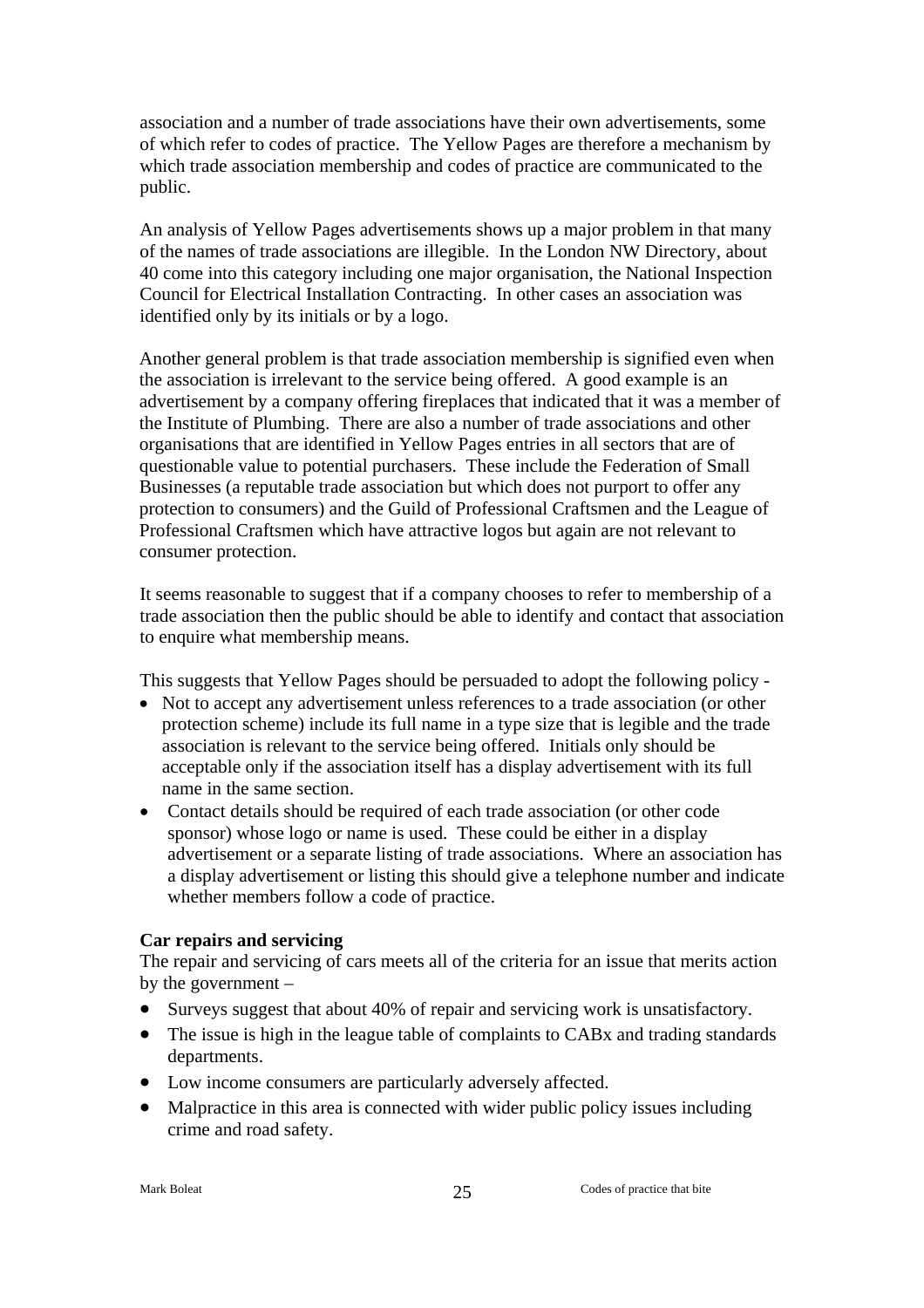association and a number of trade associations have their own advertisements, some of which refer to codes of practice. The Yellow Pages are therefore a mechanism by which trade association membership and codes of practice are communicated to the public.

An analysis of Yellow Pages advertisements shows up a major problem in that many of the names of trade associations are illegible. In the London NW Directory, about 40 come into this category including one major organisation, the National Inspection Council for Electrical Installation Contracting. In other cases an association was identified only by its initials or by a logo.

Another general problem is that trade association membership is signified even when the association is irrelevant to the service being offered. A good example is an advertisement by a company offering fireplaces that indicated that it was a member of the Institute of Plumbing. There are also a number of trade associations and other organisations that are identified in Yellow Pages entries in all sectors that are of questionable value to potential purchasers. These include the Federation of Small Businesses (a reputable trade association but which does not purport to offer any protection to consumers) and the Guild of Professional Craftsmen and the League of Professional Craftsmen which have attractive logos but again are not relevant to consumer protection.

It seems reasonable to suggest that if a company chooses to refer to membership of a trade association then the public should be able to identify and contact that association to enquire what membership means.

This suggests that Yellow Pages should be persuaded to adopt the following policy -

- Not to accept any advertisement unless references to a trade association (or other protection scheme) include its full name in a type size that is legible and the trade association is relevant to the service being offered. Initials only should be acceptable only if the association itself has a display advertisement with its full name in the same section.
- Contact details should be required of each trade association (or other code sponsor) whose logo or name is used. These could be either in a display advertisement or a separate listing of trade associations. Where an association has a display advertisement or listing this should give a telephone number and indicate whether members follow a code of practice.

**Car repairs and servicing**

The repair and servicing of cars meets all of the criteria for an issue that merits action by the government –

- Surveys suggest that about 40% of repair and servicing work is unsatisfactory.
- The issue is high in the league table of complaints to CABx and trading standards departments.
- Low income consumers are particularly adversely affected.
- Malpractice in this area is connected with wider public policy issues including crime and road safety.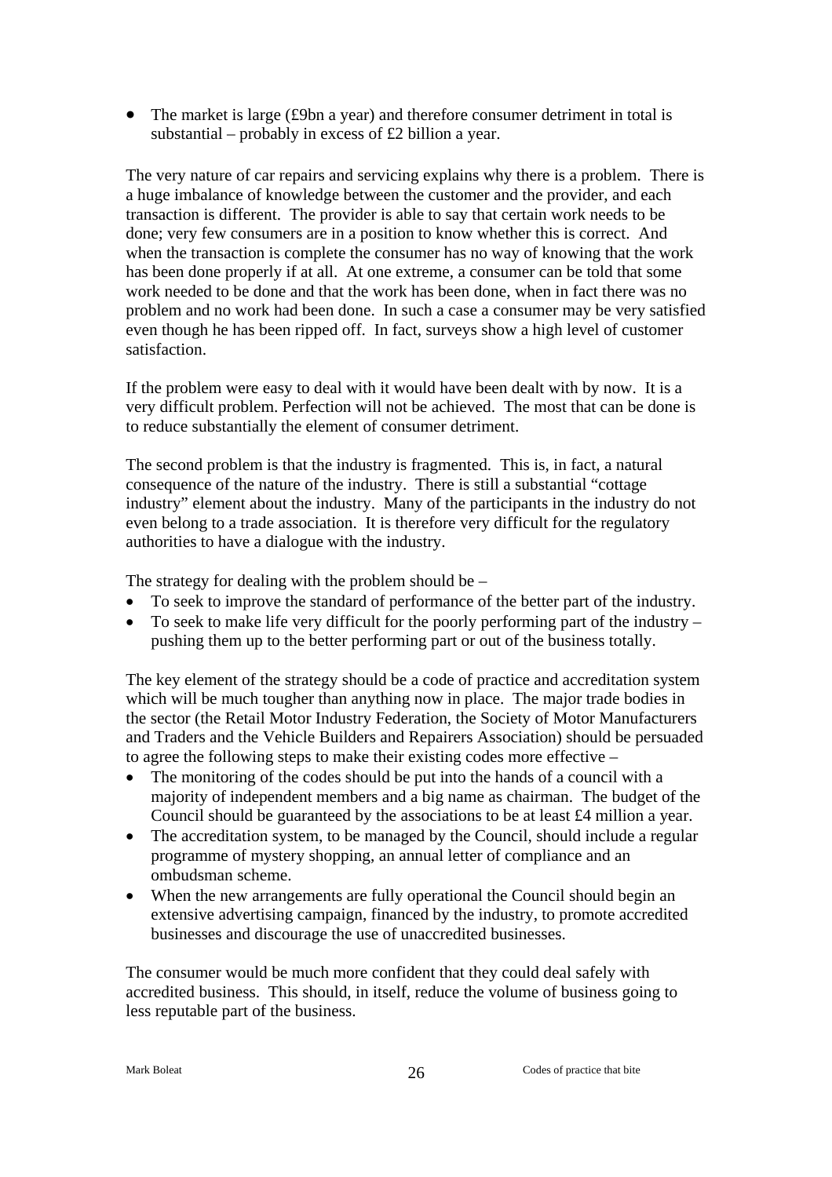- The market is large (£9bn a year) and therefore consumer detriment in total is substantial – probably in excess of £2 billion a year.

The very nature of car repairs and servicing explains why there is a problem. There is a huge imbalance of knowledge between the customer and the provider, and each transaction is different. The provider is able to say that certain work needs to be done; very few consumers are in a position to know whether this is correct. And when the transaction is complete the consumer has no way of knowing that the work has been done properly if at all. At one extreme, a consumer can be told that some work needed to be done and that the work has been done, when in fact there was no problem and no work had been done. In such a case a consumer may be very satisfied even though he has been ripped off. In fact, surveys show a high level of customer satisfaction.

If the problem were easy to deal with it would have been dealt with by now. It is a very difficult problem. Perfection will not be achieved. The most that can be done is to reduce substantially the element of consumer detriment.

The second problem is that the industry is fragmented. This is, in fact, a natural consequence of the nature of the industry. There is still a substantial "cottage industry" element about the industry. Many of the participants in the industry do not even belong to a trade association. It is therefore very difficult for the regulatory authorities to have a dialogue with the industry.

The strategy for dealing with the problem should be –

- To seek to improve the standard of performance of the better part of the industry.
- To seek to make life very difficult for the poorly performing part of the industry – pushing them up to the better performing part or out of the business totally.

The key element of the strategy should be a code of practice and accreditation system which will be much tougher than anything now in place. The major trade bodies in the sector (the Retail Motor Industry Federation, the Society of Motor Manufacturers and Traders and the Vehicle Builders and Repairers Association) should be persuaded to agree the following steps to make their existing codes more effective –

- The monitoring of the codes should be put into the hands of a council with a majority of independent members and a big name as chairman. The budget of the Council should be guaranteed by the associations to be at least £4 million a year.
- The accreditation system, to be managed by the Council, should include a regular programme of mystery shopping, an annual letter of compliance and an ombudsman scheme.
- When the new arrangements are fully operational the Council should begin an extensive advertising campaign, financed by the industry, to promote accredited businesses and discourage the use of unaccredited businesses.

The consumer would be much more confident that they could deal safely with accredited business. This should, in itself, reduce the volume of business going to less reputable part of the business.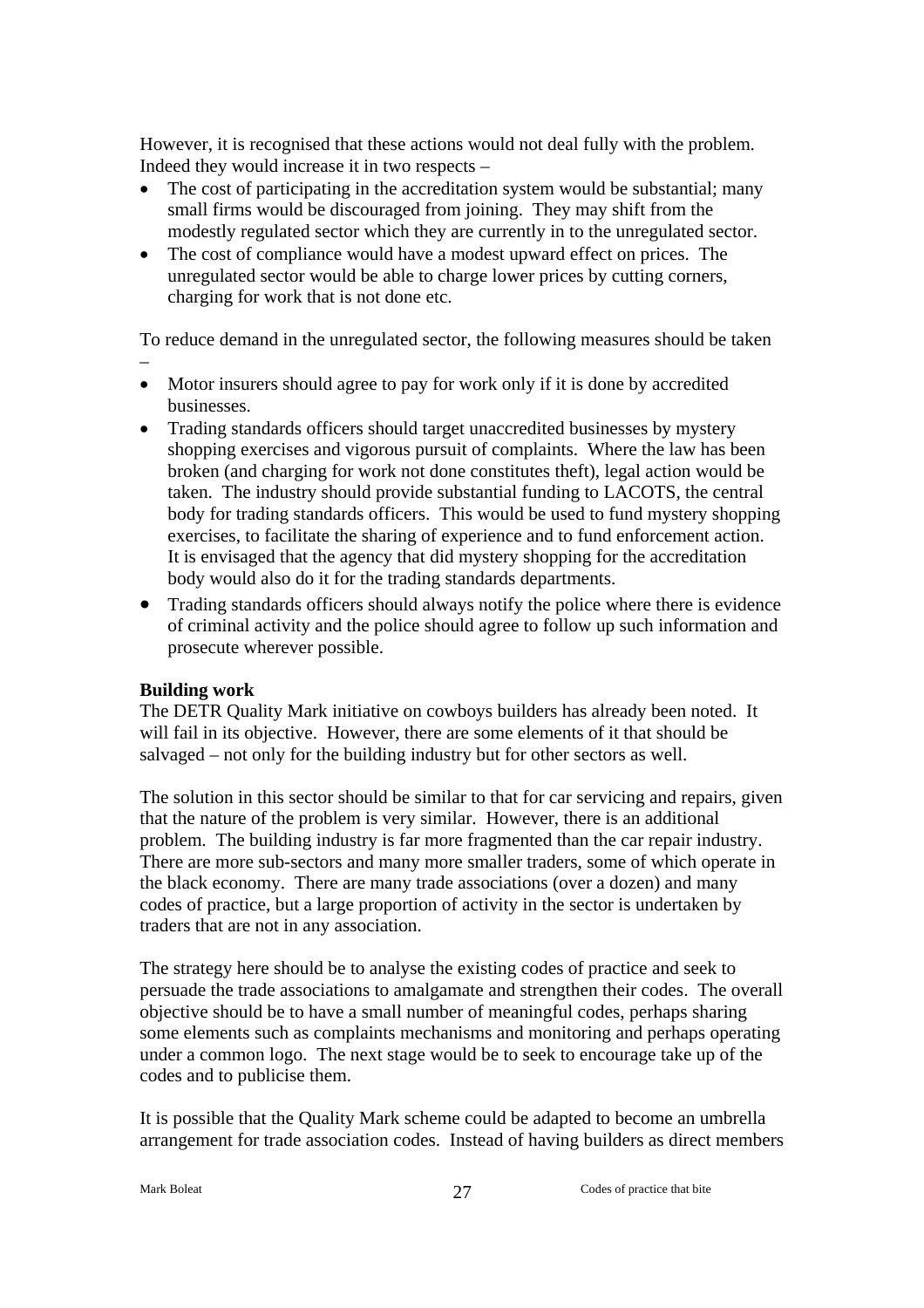However, it is recognised that these actions would not deal fully with the problem. Indeed they would increase it in two respects –

- The cost of participating in the accreditation system would be substantial; many small firms would be discouraged from joining. They may shift from the modestly regulated sector which they are currently in to the unregulated sector.
- The cost of compliance would have a modest upward effect on prices. The unregulated sector would be able to charge lower prices by cutting corners, charging for work that is not done etc.

To reduce demand in the unregulated sector, the following measures should be taken –

- Motor insurers should agree to pay for work only if it is done by accredited businesses.
- Trading standards officers should target unaccredited businesses by mystery shopping exercises and vigorous pursuit of complaints. Where the law has been broken (and charging for work not done constitutes theft), legal action would be taken. The industry should provide substantial funding to LACOTS, the central body for trading standards officers. This would be used to fund mystery shopping exercises, to facilitate the sharing of experience and to fund enforcement action. It is envisaged that the agency that did mystery shopping for the accreditation body would also do it for the trading standards departments.
- Trading standards officers should always notify the police where there is evidence of criminal activity and the police should agree to follow up such information and prosecute wherever possible.

**Building work**

The DETR Quality Mark initiative on cowboys builders has already been noted. It will fail in its objective. However, there are some elements of it that should be salvaged – not only for the building industry but for other sectors as well.

The solution in this sector should be similar to that for car servicing and repairs, given that the nature of the problem is very similar. However, there is an additional problem. The building industry is far more fragmented than the car repair industry. There are more sub-sectors and many more smaller traders, some of which operate in the black economy. There are many trade associations (over a dozen) and many codes of practice, but a large proportion of activity in the sector is undertaken by traders that are not in any association.

The strategy here should be to analyse the existing codes of practice and seek to persuade the trade associations to amalgamate and strengthen their codes. The overall objective should be to have a small number of meaningful codes, perhaps sharing some elements such as complaints mechanisms and monitoring and perhaps operating under a common logo. The next stage would be to seek to encourage take up of the codes and to publicise them.

It is possible that the Quality Mark scheme could be adapted to become an umbrella arrangement for trade association codes. Instead of having builders as direct members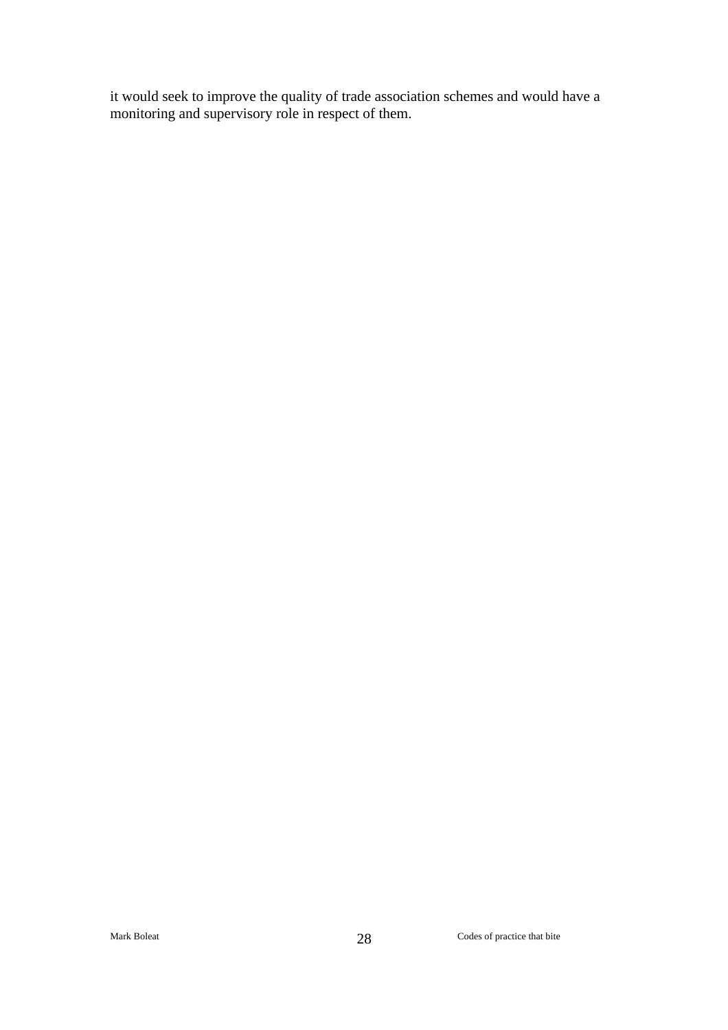it would seek to improve the quality of trade association schemes and would have a monitoring and supervisory role in respect of them.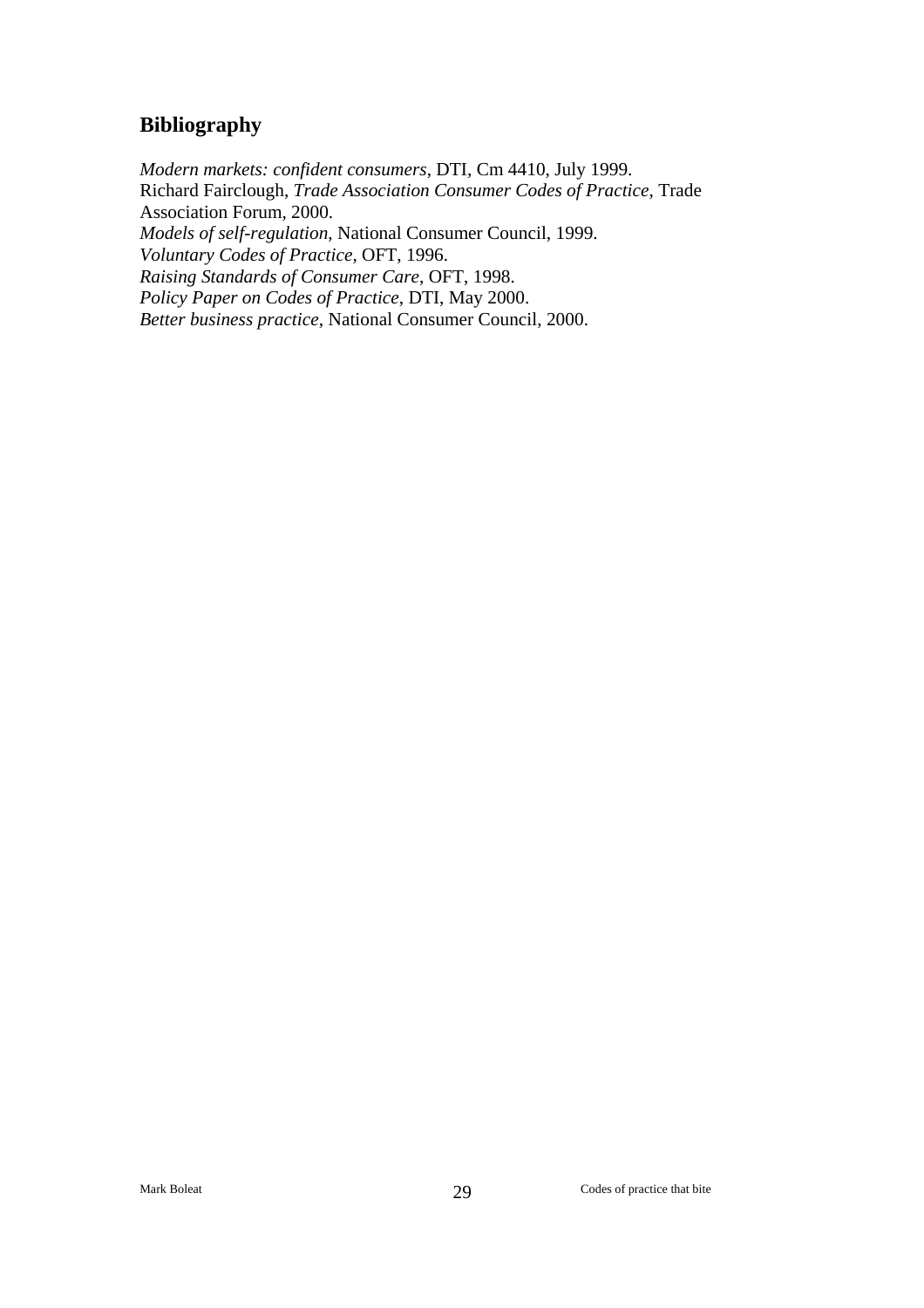## Bibliography

*Modern markets: confident consumers*, DTI, Cm 4410, July 1999.
Richard Fairclough, *Trade Association Consumer Codes of Practice*, Trade Association Forum, 2000.
*Models of self-regulation*, National Consumer Council, 1999.
*Voluntary Codes of Practice*, OFT, 1996.
*Raising Standards of Consumer Care*, OFT, 1998.
*Policy Paper on Codes of Practice*, DTI, May 2000.
*Better business practice*, National Consumer Council, 2000.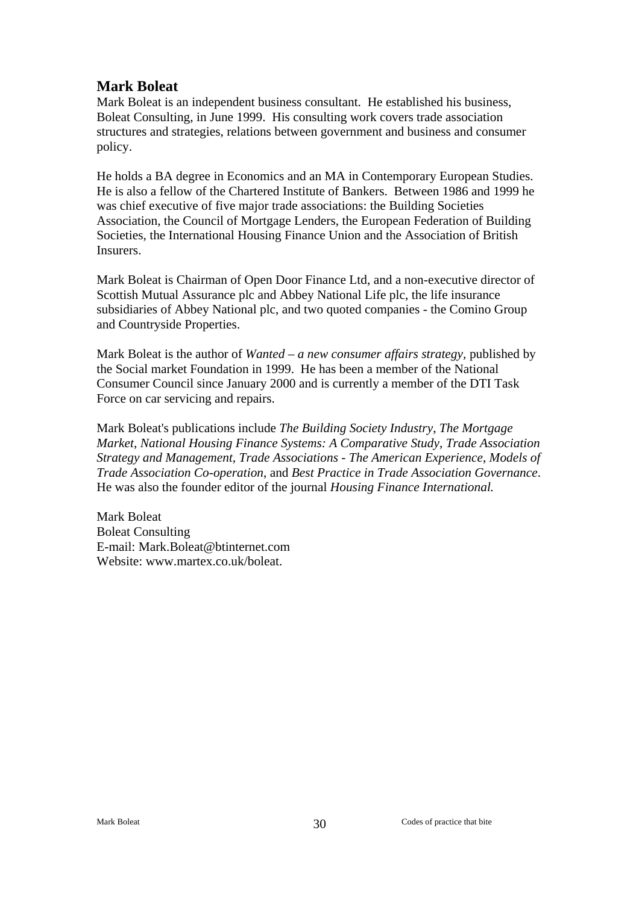## Mark Boleat

Mark Boleat is an independent business consultant. He established his business, Boleat Consulting, in June 1999. His consulting work covers trade association structures and strategies, relations between government and business and consumer policy.

He holds a BA degree in Economics and an MA in Contemporary European Studies. He is also a fellow of the Chartered Institute of Bankers. Between 1986 and 1999 he was chief executive of five major trade associations: the Building Societies Association, the Council of Mortgage Lenders, the European Federation of Building Societies, the International Housing Finance Union and the Association of British Insurers.

Mark Boleat is Chairman of Open Door Finance Ltd, and a non-executive director of Scottish Mutual Assurance plc and Abbey National Life plc, the life insurance subsidiaries of Abbey National plc, and two quoted companies - the Comino Group and Countryside Properties.

Mark Boleat is the author of *Wanted – a new consumer affairs strategy,* published by the Social market Foundation in 1999. He has been a member of the National Consumer Council since January 2000 and is currently a member of the DTI Task Force on car servicing and repairs.

Mark Boleat's publications include *The Building Society Industry*, *The Mortgage Market*, *National Housing Finance Systems: A Comparative Study*, *Trade Association Strategy and Management*, *Trade Associations - The American Experience*, *Models of Trade Association Co-operation*, and *Best Practice in Trade Association Governance*. He was also the founder editor of the journal *Housing Finance International.*

Mark Boleat
Boleat Consulting
E-mail: Mark.Boleat@btinternet.com
Website: www.martex.co.uk/boleat.